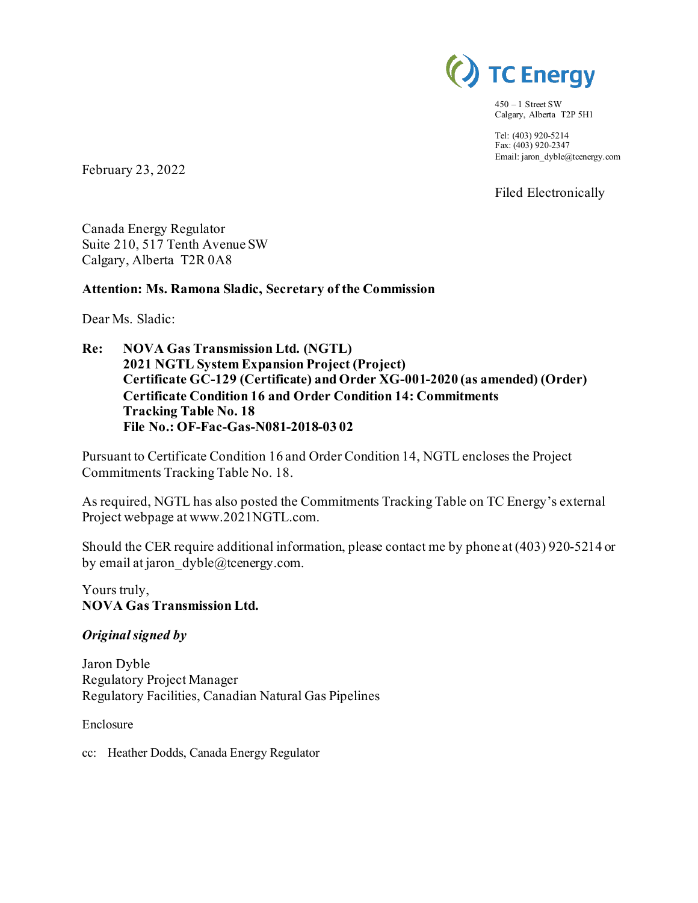TC Energy

450 – 1 Street SW
Calgary, Alberta T2P 5H1

Tel: (403) 920-5214
Fax: (403) 920-2347
Email: jaron_dyble@tcenergy.com

February 23, 2022

Filed Electronically

Canada Energy Regulator
Suite 210, 517 Tenth Avenue SW
Calgary, Alberta T2R 0A8

**Attention: Ms. Ramona Sladic, Secretary of the Commission**

Dear Ms. Sladic:

**Re: NOVA Gas Transmission Ltd. (NGTL)**
**2021 NGTL System Expansion Project (Project)**
**Certificate GC-129 (Certificate) and Order XG-001-2020 (as amended) (Order)**
**Certificate Condition 16 and Order Condition 14: Commitments Tracking Table No. 18**
**File No.: OF-Fac-Gas-N081-2018-03 02**

Pursuant to Certificate Condition 16 and Order Condition 14, NGTL encloses the Project Commitments Tracking Table No. 18.

As required, NGTL has also posted the Commitments Tracking Table on TC Energy's external Project webpage at www.2021NGTL.com.

Should the CER require additional information, please contact me by phone at (403) 920-5214 or by email at jaron_dyble@tcenergy.com.

Yours truly,
**NOVA Gas Transmission Ltd.**

***Original signed by***

Jaron Dyble
Regulatory Project Manager
Regulatory Facilities, Canadian Natural Gas Pipelines

Enclosure

cc: Heather Dodds, Canada Energy Regulator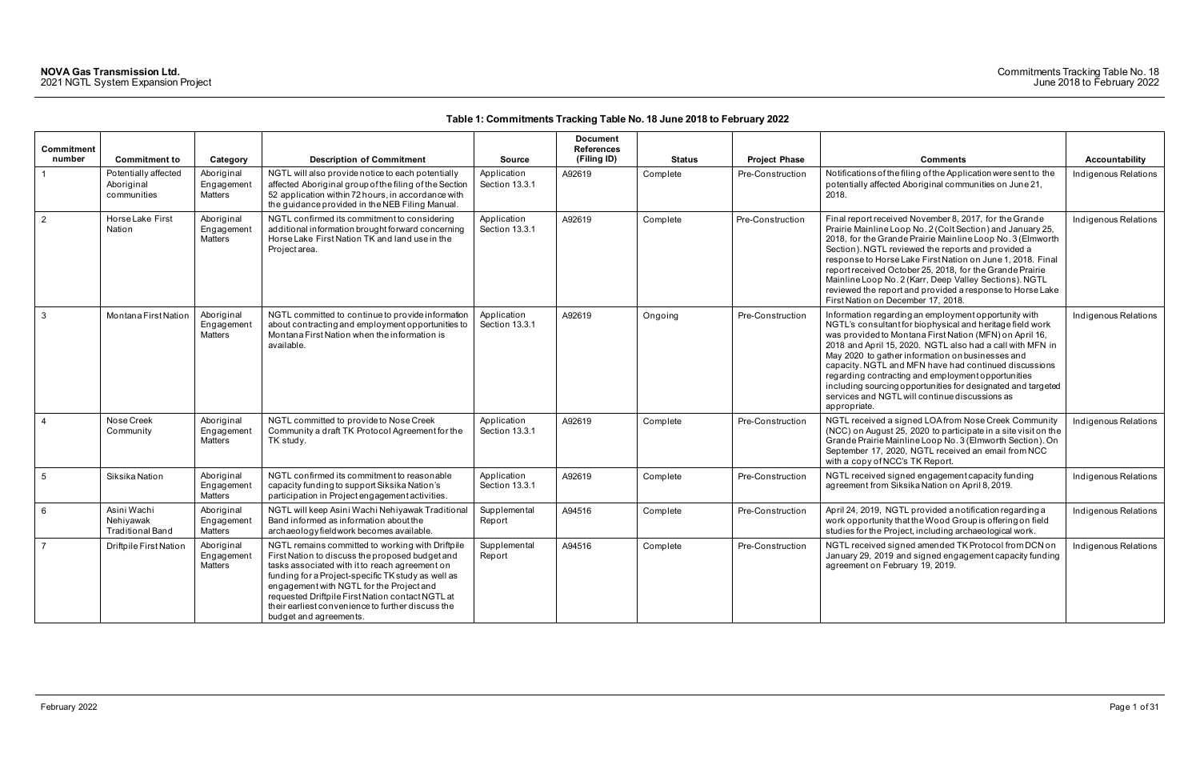**NOVA Gas Transmission Ltd.**
2021 NGTL System Expansion Project

Commitments Tracking Table No. 18
June 2018 to February 2022

**Table 1: Commitments Tracking Table No. 18 June 2018 to February 2022**

| Commitment number | Commitment to | Category | Description of Commitment | Source | Document References (Filing ID) | Status | Project Phase | Comments | Accountability |
|---|---|---|---|---|---|---|---|---|---|
| 1 | Potentially affected Aboriginal communities | Aboriginal Engagement Matters | NGTL will also provide notice to each potentially affected Aboriginal group of the filing of the Section 52 application within 72 hours, in accordance with the guidance provided in the NEB Filing Manual. | Application Section 13.3.1 | A92619 | Complete | Pre-Construction | Notifications of the filing of the Application were sent to the potentially affected Aboriginal communities on June 21, 2018. | Indigenous Relations |
| 2 | Horse Lake First Nation | Aboriginal Engagement Matters | NGTL confirmed its commitment to considering additional information brought forward concerning Horse Lake First Nation TK and land use in the Project area. | Application Section 13.3.1 | A92619 | Complete | Pre-Construction | Final report received November 8, 2017, for the Grande Prairie Mainline Loop No. 2 (Colt Section) and January 25, 2018, for the Grande Prairie Mainline Loop No. 3 (Elmworth Section). NGTL reviewed the reports and provided a response to Horse Lake First Nation on June 1, 2018. Final report received October 25, 2018, for the Grande Prairie Mainline Loop No. 2 (Karr, Deep Valley Sections). NGTL reviewed the report and provided a response to Horse Lake First Nation on December 17, 2018. | Indigenous Relations |
| 3 | Montana First Nation | Aboriginal Engagement Matters | NGTL committed to continue to provide information about contracting and employment opportunities to Montana First Nation when the information is available. | Application Section 13.3.1 | A92619 | Ongoing | Pre-Construction | Information regarding an employment opportunity with NGTL's consultant for biophysical and heritage field work was provided to Montana First Nation (MFN) on April 16, 2018 and April 15, 2020. NGTL also had a call with MFN in May 2020 to gather information on businesses and capacity. NGTL and MFN have had continued discussions regarding contracting and employment opportunities including sourcing opportunities for designated and targeted services and NGTL will continue discussions as appropriate. | Indigenous Relations |
| 4 | Nose Creek Community | Aboriginal Engagement Matters | NGTL committed to provide to Nose Creek Community a draft TK Protocol Agreement for the TK study. | Application Section 13.3.1 | A92619 | Complete | Pre-Construction | NGTL received a signed LOA from Nose Creek Community (NCC) on August 25, 2020 to participate in a site visit on the Grande Prairie Mainline Loop No. 3 (Elmworth Section). On September 17, 2020, NGTL received an email from NCC with a copy of NCC's TK Report. | Indigenous Relations |
| 5 | Siksika Nation | Aboriginal Engagement Matters | NGTL confirmed its commitment to reasonable capacity funding to support Siksika Nation's participation in Project engagement activities. | Application Section 13.3.1 | A92619 | Complete | Pre-Construction | NGTL received signed engagement capacity funding agreement from Siksika Nation on April 8, 2019. | Indigenous Relations |
| 6 | Asini Wachi Nehiyawak Traditional Band | Aboriginal Engagement Matters | NGTL will keep Asini Wachi Nehiyawak Traditional Band informed as information about the archaeology fieldwork becomes available. | Supplemental Report | A94516 | Complete | Pre-Construction | April 24, 2019, NGTL provided a notification regarding a work opportunity that the Wood Group is offering on field studies for the Project, including archaeological work. | Indigenous Relations |
| 7 | Driftpile First Nation | Aboriginal Engagement Matters | NGTL remains committed to working with Driftpile First Nation to discuss the proposed budget and tasks associated with it to reach agreement on funding for a Project-specific TK study as well as engagement with NGTL for the Project and requested Driftpile First Nation contact NGTL at their earliest convenience to further discuss the budget and agreements. | Supplemental Report | A94516 | Complete | Pre-Construction | NGTL received signed amended TK Protocol from DCN on January 29, 2019 and signed engagement capacity funding agreement on February 19, 2019. | Indigenous Relations |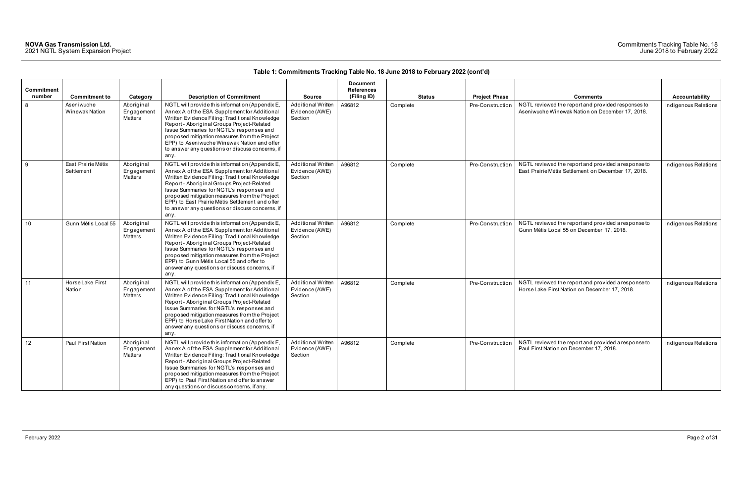**Table 1: Commitments Tracking Table No. 18 June 2018 to February 2022 (cont'd)**

| Commitment number | Commitment to | Category | Description of Commitment | Source | Document References (Filing ID) | Status | Project Phase | Comments | Accountability |
|---|---|---|---|---|---|---|---|---|---|
| 8 | Aseniwuche Winewak Nation | Aboriginal Engagement Matters | NGTL will provide this information (Appendix E, Annex A of the ESA Supplement for Additional Written Evidence Filing: Traditional Knowledge Report - Aboriginal Groups Project-Related Issue Summaries for NGTL's responses and proposed mitigation measures from the Project EPP) to Aseniwuche Winewak Nation and offer to answer any questions or discuss concerns, if any. | Additional Written Evidence (AWE) Section | A96812 | Complete | Pre-Construction | NGTL reviewed the report and provided responses to Aseniwuche Winewak Nation on December 17, 2018. | Indigenous Relations |
| 9 | East Prairie Métis Settlement | Aboriginal Engagement Matters | NGTL will provide this information (Appendix E, Annex A of the ESA Supplement for Additional Written Evidence Filing: Traditional Knowledge Report - Aboriginal Groups Project-Related Issue Summaries for NGTL's responses and proposed mitigation measures from the Project EPP) to East Prairie Métis Settlement and offer to answer any questions or discuss concerns, if any. | Additional Written Evidence (AWE) Section | A96812 | Complete | Pre-Construction | NGTL reviewed the report and provided a response to East Prairie Métis Settlement on December 17, 2018. | Indigenous Relations |
| 10 | Gunn Métis Local 55 | Aboriginal Engagement Matters | NGTL will provide this information (Appendix E, Annex A of the ESA Supplement for Additional Written Evidence Filing: Traditional Knowledge Report - Aboriginal Groups Project-Related Issue Summaries for NGTL's responses and proposed mitigation measures from the Project EPP) to Gunn Métis Local 55 and offer to answer any questions or discuss concerns, if any. | Additional Written Evidence (AWE) Section | A96812 | Complete | Pre-Construction | NGTL reviewed the report and provided a response to Gunn Métis Local 55 on December 17, 2018. | Indigenous Relations |
| 11 | Horse Lake First Nation | Aboriginal Engagement Matters | NGTL will provide this information (Appendix E, Annex A of the ESA Supplement for Additional Written Evidence Filing: Traditional Knowledge Report - Aboriginal Groups Project-Related Issue Summaries for NGTL's responses and proposed mitigation measures from the Project EPP) to Horse Lake First Nation and offer to answer any questions or discuss concerns, if any. | Additional Written Evidence (AWE) Section | A96812 | Complete | Pre-Construction | NGTL reviewed the report and provided a response to Horse Lake First Nation on December 17, 2018. | Indigenous Relations |
| 12 | Paul First Nation | Aboriginal Engagement Matters | NGTL will provide this information (Appendix E, Annex A of the ESA Supplement for Additional Written Evidence Filing: Traditional Knowledge Report - Aboriginal Groups Project-Related Issue Summaries for NGTL's responses and proposed mitigation measures from the Project EPP) to Paul First Nation and offer to answer any questions or discuss concerns, if any. | Additional Written Evidence (AWE) Section | A96812 | Complete | Pre-Construction | NGTL reviewed the report and provided a response to Paul First Nation on December 17, 2018. | Indigenous Relations |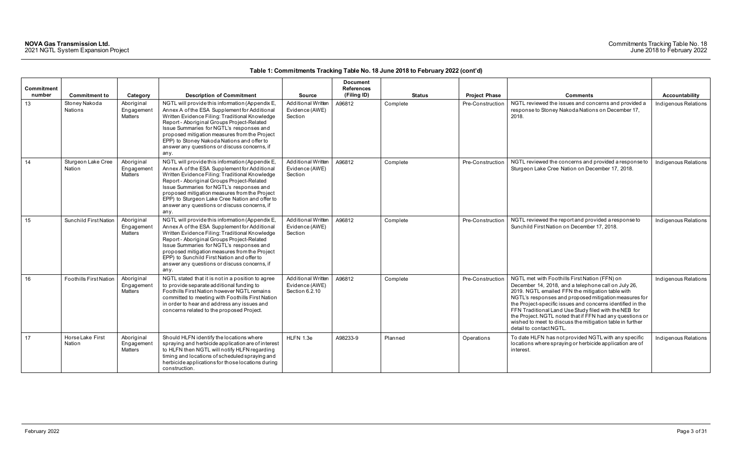**Table 1: Commitments Tracking Table No. 18 June 2018 to February 2022 (cont'd)**

| Commitment number | Commitment to | Category | Description of Commitment | Source | Document References (Filing ID) | Status | Project Phase | Comments | Accountability |
|---|---|---|---|---|---|---|---|---|---|
| 13 | Stoney Nakoda Nations | Aboriginal Engagement Matters | NGTL will provide this information (Appendix E, Annex A of the ESA Supplement for Additional Written Evidence Filing: Traditional Knowledge Report - Aboriginal Groups Project-Related Issue Summaries for NGTL's responses and proposed mitigation measures from the Project EPP) to Stoney Nakoda Nations and offer to answer any questions or discuss concerns, if any. | Additional Written Evidence (AWE) Section | A96812 | Complete | Pre-Construction | NGTL reviewed the issues and concerns and provided a response to Stoney Nakoda Nations on December 17, 2018. | Indigenous Relations |
| 14 | Sturgeon Lake Cree Nation | Aboriginal Engagement Matters | NGTL will provide this information (Appendix E, Annex A of the ESA Supplement for Additional Written Evidence Filing: Traditional Knowledge Report - Aboriginal Groups Project-Related Issue Summaries for NGTL's responses and proposed mitigation measures from the Project EPP) to Sturgeon Lake Cree Nation and offer to answer any questions or discuss concerns, if any. | Additional Written Evidence (AWE) Section | A96812 | Complete | Pre-Construction | NGTL reviewed the concerns and provided a response to Sturgeon Lake Cree Nation on December 17, 2018. | Indigenous Relations |
| 15 | Sunchild First Nation | Aboriginal Engagement Matters | NGTL will provide this information (Appendix E, Annex A of the ESA Supplement for Additional Written Evidence Filing: Traditional Knowledge Report - Aboriginal Groups Project-Related Issue Summaries for NGTL's responses and proposed mitigation measures from the Project EPP) to Sunchild First Nation and offer to answer any questions or discuss concerns, if any. | Additional Written Evidence (AWE) Section | A96812 | Complete | Pre-Construction | NGTL reviewed the report and provided a response to Sunchild First Nation on December 17, 2018. | Indigenous Relations |
| 16 | Foothills First Nation | Aboriginal Engagement Matters | NGTL stated that it is not in a position to agree to provide separate additional funding to Foothills First Nation however NGTL remains committed to meeting with Foothills First Nation in order to hear and address any issues and concerns related to the proposed Project. | Additional Written Evidence (AWE) Section 6.2.10 | A96812 | Complete | Pre-Construction | NGTL met with Foothills First Nation (FFN) on December 14, 2018, and a telephone call on July 26, 2019. NGTL emailed FFN the mitigation table with NGTL's responses and proposed mitigation measures for the Project-specific issues and concerns identified in the FFN Traditional Land Use Study filed with the NEB for the Project. NGTL noted that if FFN had any questions or wished to meet to discuss the mitigation table in further detail to contact NGTL. | Indigenous Relations |
| 17 | Horse Lake First Nation | Aboriginal Engagement Matters | Should HLFN identify the locations where spraying and herbicide application are of interest to HLFN then NGTL will notify HLFN regarding timing and locations of scheduled spraying and herbicide applications for those locations during construction. | HLFN 1.3e | A98233-9 | Planned | Operations | To date HLFN has not provided NGTL with any specific locations where spraying or herbicide application are of interest. | Indigenous Relations |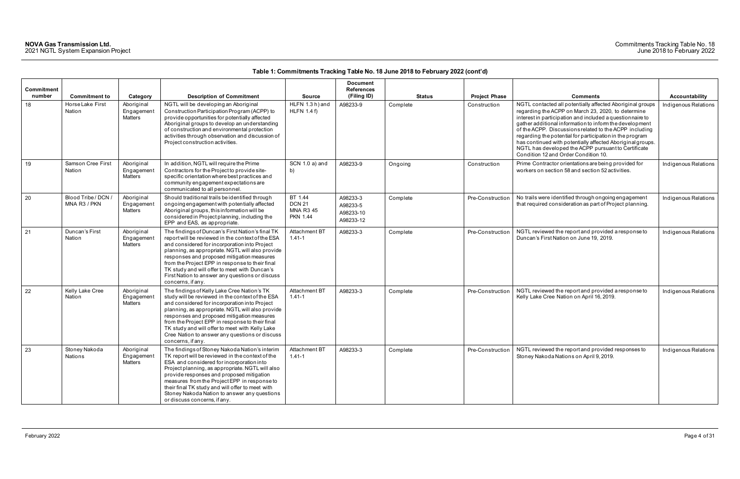**Table 1: Commitments Tracking Table No. 18 June 2018 to February 2022 (cont'd)**

| Commitment number | Commitment to | Category | Description of Commitment | Source | Document References (Filing ID) | Status | Project Phase | Comments | Accountability |
|---|---|---|---|---|---|---|---|---|---|
| 18 | Horse Lake First Nation | Aboriginal Engagement Matters | NGTL will be developing an Aboriginal Construction Participation Program (ACPP) to provide opportunities for potentially affected Aboriginal groups to develop an understanding of construction and environmental protection activities through observation and discussion of Project construction activities. | HLFN 1.3 h) and HLFN 1.4 f) | A98233-9 | Complete | Construction | NGTL contacted all potentially affected Aboriginal groups regarding the ACPP on March 23, 2020, to determine interest in participation and included a questionnaire to gather additional information to inform the development of the ACPP. Discussions related to the ACPP including regarding the potential for participation in the program has continued with potentially affected Aboriginal groups. NGTL has developed the ACPP pursuant to Certificate Condition 12 and Order Condition 10. | Indigenous Relations |
| 19 | Samson Cree First Nation | Aboriginal Engagement Matters | In addition, NGTL will require the Prime Contractors for the Project to provide site-specific orientation where best practices and community engagement expectations are communicated to all personnel. | SCN 1.0 a) and b) | A98233-9 | Ongoing | Construction | Prime Contractor orientations are being provided for workers on section 58 and section 52 activities. | Indigenous Relations |
| 20 | Blood Tribe / DCN / MNA R3 / PKN | Aboriginal Engagement Matters | Should traditional trails be identified through ongoing engagement with potentially affected Aboriginal groups, this information will be considered in Project planning, including the EPP and EAS, as appropriate. | BT 1.44<br>DCN 21<br>MNA R3 45<br>PKN 1.44 | A98233-3<br>A98233-5<br>A98233-10<br>A98233-12 | Complete | Pre-Construction | No trails were identified through ongoing engagement that required consideration as part of Project planning. | Indigenous Relations |
| 21 | Duncan's First Nation | Aboriginal Engagement Matters | The findings of Duncan's First Nation's final TK report will be reviewed in the context of the ESA and considered for incorporation into Project planning, as appropriate. NGTL will also provide responses and proposed mitigation measures from the Project EPP in response to their final TK study and will offer to meet with Duncan's First Nation to answer any questions or discuss concerns, if any. | Attachment BT 1.41-1 | A98233-3 | Complete | Pre-Construction | NGTL reviewed the report and provided a response to Duncan's First Nation on June 19, 2019. | Indigenous Relations |
| 22 | Kelly Lake Cree Nation | Aboriginal Engagement Matters | The findings of Kelly Lake Cree Nation's TK study will be reviewed in the context of the ESA and considered for incorporation into Project planning, as appropriate. NGTL will also provide responses and proposed mitigation measures from the Project EPP in response to their final TK study and will offer to meet with Kelly Lake Cree Nation to answer any questions or discuss concerns, if any. | Attachment BT 1.41-1 | A98233-3 | Complete | Pre-Construction | NGTL reviewed the report and provided a response to Kelly Lake Cree Nation on April 16, 2019. | Indigenous Relations |
| 23 | Stoney Nakoda Nations | Aboriginal Engagement Matters | The findings of Stoney Nakoda Nation's interim TK report will be reviewed in the context of the ESA and considered for incorporation into Project planning, as appropriate. NGTL will also provide responses and proposed mitigation measures from the Project EPP in response to their final TK study and will offer to meet with Stoney Nakoda Nation to answer any questions or discuss concerns, if any. | Attachment BT 1.41-1 | A98233-3 | Complete | Pre-Construction | NGTL reviewed the report and provided responses to Stoney Nakoda Nations on April 9, 2019. | Indigenous Relations |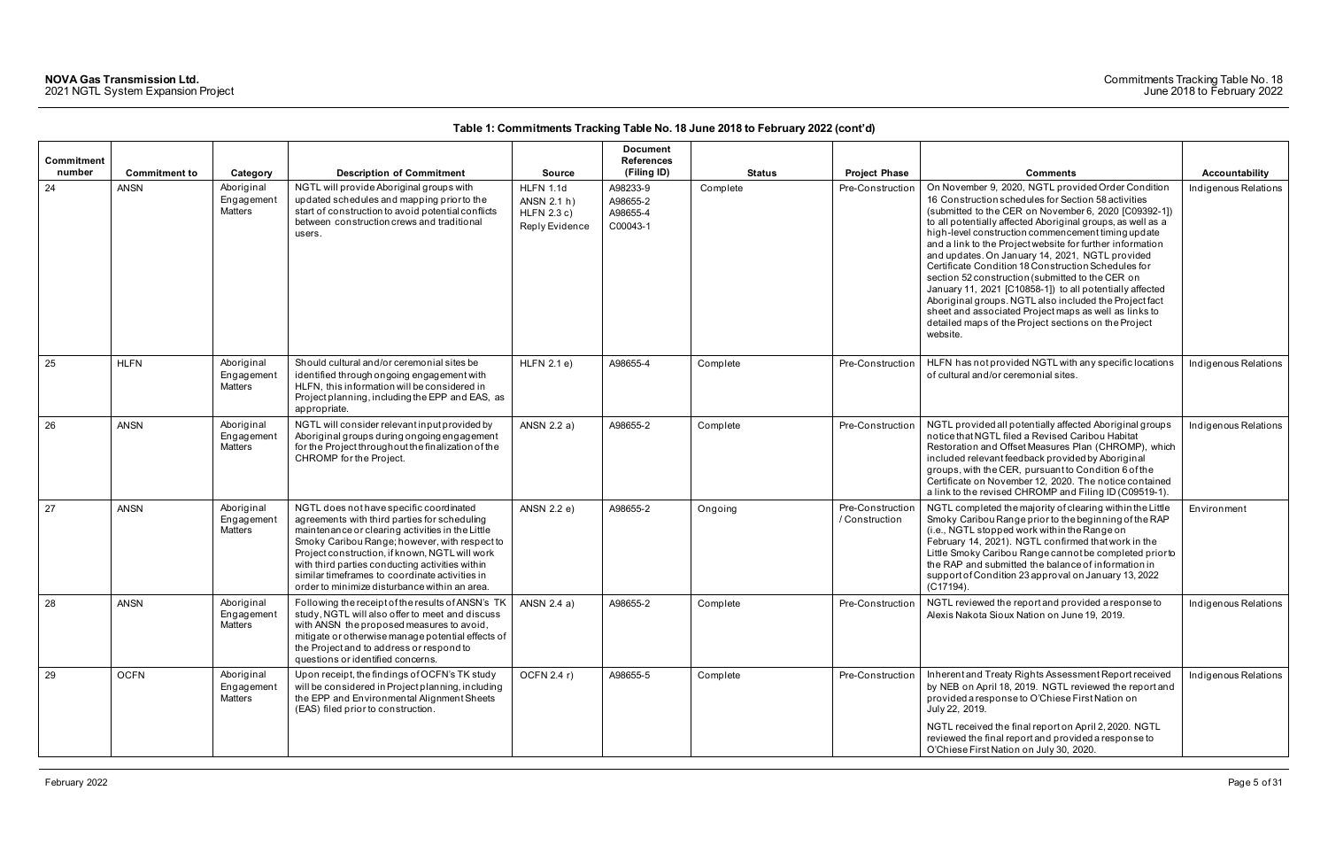**Table 1: Commitments Tracking Table No. 18 June 2018 to February 2022 (cont'd)**

| Commitment number | Commitment to | Category | Description of Commitment | Source | Document References (Filing ID) | Status | Project Phase | Comments | Accountability |
|---|---|---|---|---|---|---|---|---|---|
| 24 | ANSN | Aboriginal Engagement Matters | NGTL will provide Aboriginal groups with updated schedules and mapping prior to the start of construction to avoid potential conflicts between construction crews and traditional users. | HLFN 1.1d ANSN 2.1 h) HLFN 2.3 c) Reply Evidence | A98233-9 A98655-2 A98655-4 C00043-1 | Complete | Pre-Construction | On November 9, 2020, NGTL provided Order Condition 16 Construction schedules for Section 58 activities (submitted to the CER on November 6, 2020 [C09392-1]) to all potentially affected Aboriginal groups, as well as a high-level construction commencement timing update and a link to the Project website for further information and updates. On January 14, 2021, NGTL provided Certificate Condition 18 Construction Schedules for section 52 construction (submitted to the CER on January 11, 2021 [C10858-1]) to all potentially affected Aboriginal groups. NGTL also included the Project fact sheet and associated Project maps as well as links to detailed maps of the Project sections on the Project website. | Indigenous Relations |
| 25 | HLFN | Aboriginal Engagement Matters | Should cultural and/or ceremonial sites be identified through ongoing engagement with HLFN, this information will be considered in Project planning, including the EPP and EAS, as appropriate. | HLFN 2.1 e) | A98655-4 | Complete | Pre-Construction | HLFN has not provided NGTL with any specific locations of cultural and/or ceremonial sites. | Indigenous Relations |
| 26 | ANSN | Aboriginal Engagement Matters | NGTL will consider relevant input provided by Aboriginal groups during ongoing engagement for the Project throughout the finalization of the CHROMP for the Project. | ANSN 2.2 a) | A98655-2 | Complete | Pre-Construction | NGTL provided all potentially affected Aboriginal groups notice that NGTL filed a Revised Caribou Habitat Restoration and Offset Measures Plan (CHROMP), which included relevant feedback provided by Aboriginal groups, with the CER, pursuant to Condition 6 of the Certificate on November 12, 2020. The notice contained a link to the revised CHROMP and Filing ID (C09519-1). | Indigenous Relations |
| 27 | ANSN | Aboriginal Engagement Matters | NGTL does not have specific coordinated agreements with third parties for scheduling maintenance or clearing activities in the Little Smoky Caribou Range; however, with respect to Project construction, if known, NGTL will work with third parties conducting activities within similar timeframes to coordinate activities in order to minimize disturbance within an area. | ANSN 2.2 e) | A98655-2 | Ongoing | Pre-Construction / Construction | NGTL completed the majority of clearing within the Little Smoky Caribou Range prior to the beginning of the RAP (i.e., NGTL stopped work within the Range on February 14, 2021). NGTL confirmed that work in the Little Smoky Caribou Range cannot be completed prior to the RAP and submitted the balance of information in support of Condition 23 approval on January 13, 2022 (C17194). | Environment |
| 28 | ANSN | Aboriginal Engagement Matters | Following the receipt of the results of ANSN's TK study, NGTL will also offer to meet and discuss with ANSN the proposed measures to avoid, mitigate or otherwise manage potential effects of the Project and to address or respond to questions or identified concerns. | ANSN 2.4 a) | A98655-2 | Complete | Pre-Construction | NGTL reviewed the report and provided a response to Alexis Nakota Sioux Nation on June 19, 2019. | Indigenous Relations |
| 29 | OCFN | Aboriginal Engagement Matters | Upon receipt, the findings of OCFN's TK study will be considered in Project planning, including the EPP and Environmental Alignment Sheets (EAS) filed prior to construction. | OCFN 2.4 r) | A98655-5 | Complete | Pre-Construction | Inherent and Treaty Rights Assessment Report received by NEB on April 18, 2019. NGTL reviewed the report and provided a response to O'Chiese First Nation on July 22, 2019.<br><br>NGTL received the final report on April 2, 2020. NGTL reviewed the final report and provided a response to O'Chiese First Nation on July 30, 2020. | Indigenous Relations |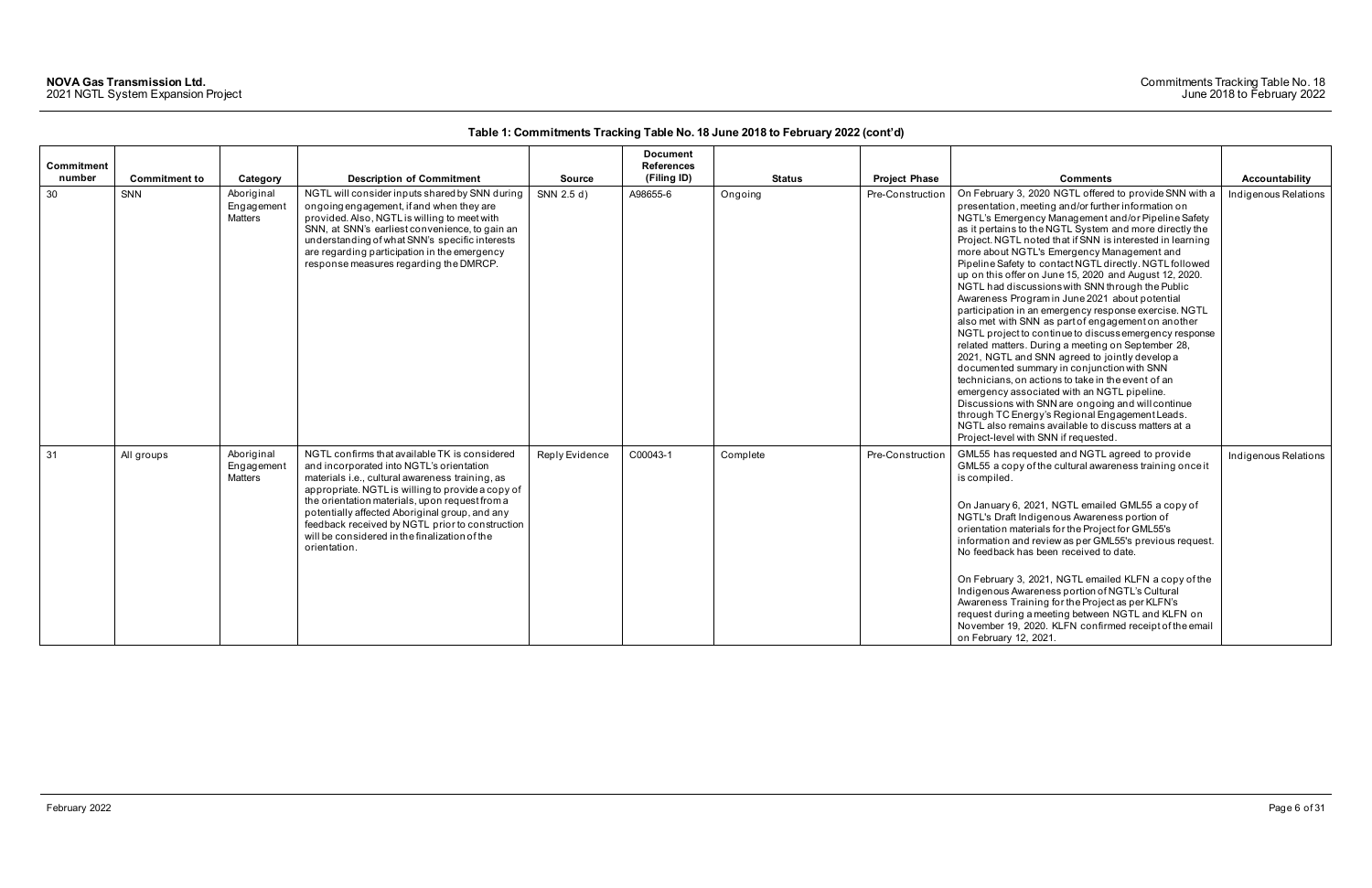**Table 1: Commitments Tracking Table No. 18 June 2018 to February 2022 (cont'd)**

| Commitment number | Commitment to | Category | Description of Commitment | Source | Document References (Filing ID) | Status | Project Phase | Comments | Accountability |
|---|---|---|---|---|---|---|---|---|---|
| 30 | SNN | Aboriginal Engagement Matters | NGTL will consider inputs shared by SNN during ongoing engagement, if and when they are provided. Also, NGTL is willing to meet with SNN, at SNN's earliest convenience, to gain an understanding of what SNN's specific interests are regarding participation in the emergency response measures regarding the DMRCP. | SNN 2.5 d) | A98655-6 | Ongoing | Pre-Construction | On February 3, 2020 NGTL offered to provide SNN with a presentation, meeting and/or further information on NGTL's Emergency Management and/or Pipeline Safety as it pertains to the NGTL System and more directly the Project. NGTL noted that if SNN is interested in learning more about NGTL's Emergency Management and Pipeline Safety to contact NGTL directly. NGTL followed up on this offer on June 15, 2020 and August 12, 2020. NGTL had discussions with SNN through the Public Awareness Program in June 2021 about potential participation in an emergency response exercise. NGTL also met with SNN as part of engagement on another NGTL project to continue to discuss emergency response related matters. During a meeting on September 28, 2021, NGTL and SNN agreed to jointly develop a documented summary in conjunction with SNN technicians, on actions to take in the event of an emergency associated with an NGTL pipeline. Discussions with SNN are ongoing and will continue through TC Energy's Regional Engagement Leads. NGTL also remains available to discuss matters at a Project-level with SNN if requested. | Indigenous Relations |
| 31 | All groups | Aboriginal Engagement Matters | NGTL confirms that available TK is considered and incorporated into NGTL's orientation materials i.e., cultural awareness training, as appropriate. NGTL is willing to provide a copy of the orientation materials, upon request from a potentially affected Aboriginal group, and any feedback received by NGTL prior to construction will be considered in the finalization of the orientation. | Reply Evidence | C00043-1 | Complete | Pre-Construction | GML55 has requested and NGTL agreed to provide GML55 a copy of the cultural awareness training once it is compiled.<br><br>On January 6, 2021, NGTL emailed GML55 a copy of NGTL's Draft Indigenous Awareness portion of orientation materials for the Project for GML55's information and review as per GML55's previous request. No feedback has been received to date.<br><br>On February 3, 2021, NGTL emailed KLFN a copy of the Indigenous Awareness portion of NGTL's Cultural Awareness Training for the Project as per KLFN's request during a meeting between NGTL and KLFN on November 19, 2020. KLFN confirmed receipt of the email on February 12, 2021. | Indigenous Relations |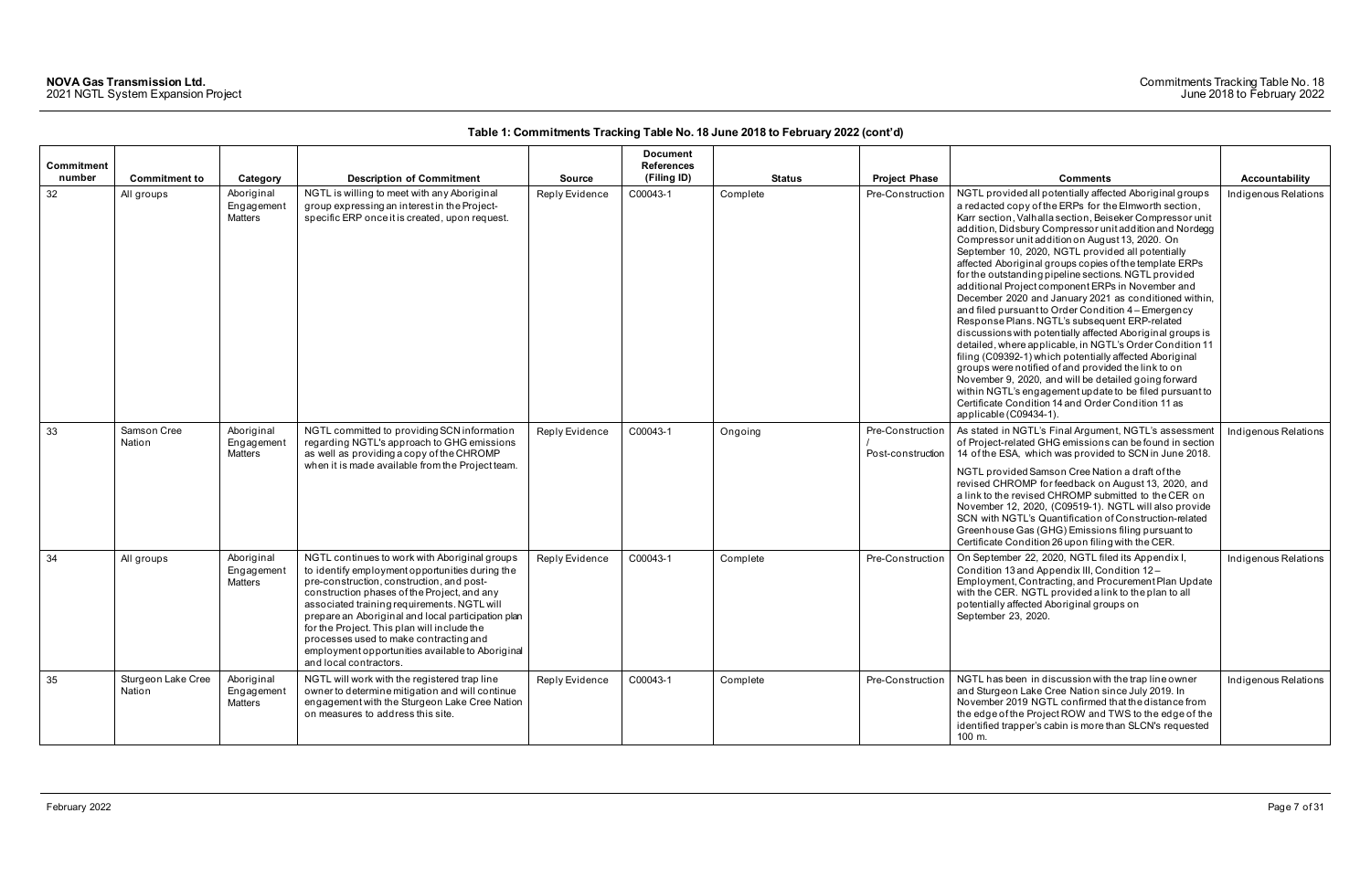**Table 1: Commitments Tracking Table No. 18 June 2018 to February 2022 (cont'd)**

| Commitment number | Commitment to | Category | Description of Commitment | Source | Document References (Filing ID) | Status | Project Phase | Comments | Accountability |
|---|---|---|---|---|---|---|---|---|---|
| 32 | All groups | Aboriginal Engagement Matters | NGTL is willing to meet with any Aboriginal group expressing an interest in the Project-specific ERP once it is created, upon request. | Reply Evidence | C00043-1 | Complete | Pre-Construction | NGTL provided all potentially affected Aboriginal groups a redacted copy of the ERPs for the Elmworth section, Karr section, Valhalla section, Beiseker Compressor unit addition, Didsbury Compressor unit addition and Nordegg Compressor unit addition on August 13, 2020. On September 10, 2020, NGTL provided all potentially affected Aboriginal groups copies of the template ERPs for the outstanding pipeline sections. NGTL provided additional Project component ERPs in November and December 2020 and January 2021 as conditioned within, and filed pursuant to Order Condition 4 – Emergency Response Plans. NGTL's subsequent ERP-related discussions with potentially affected Aboriginal groups is detailed, where applicable, in NGTL's Order Condition 11 filing (C09392-1) which potentially affected Aboriginal groups were notified of and provided the link to on November 9, 2020, and will be detailed going forward within NGTL's engagement update to be filed pursuant to Certificate Condition 14 and Order Condition 11 as applicable (C09434-1). | Indigenous Relations |
| 33 | Samson Cree Nation | Aboriginal Engagement Matters | NGTL committed to providing SCN information regarding NGTL's approach to GHG emissions as well as providing a copy of the CHROMP when it is made available from the Project team. | Reply Evidence | C00043-1 | Ongoing | Pre-Construction / Post-construction | As stated in NGTL's Final Argument, NGTL's assessment of Project-related GHG emissions can be found in section 14 of the ESA, which was provided to SCN in June 2018.<br><br>NGTL provided Samson Cree Nation a draft of the revised CHROMP for feedback on August 13, 2020, and a link to the revised CHROMP submitted to the CER on November 12, 2020, (C09519-1). NGTL will also provide SCN with NGTL's Quantification of Construction-related Greenhouse Gas (GHG) Emissions filing pursuant to Certificate Condition 26 upon filing with the CER. | Indigenous Relations |
| 34 | All groups | Aboriginal Engagement Matters | NGTL continues to work with Aboriginal groups to identify employment opportunities during the pre-construction, construction, and post-construction phases of the Project, and any associated training requirements. NGTL will prepare an Aboriginal and local participation plan for the Project. This plan will include the processes used to make contracting and employment opportunities available to Aboriginal and local contractors. | Reply Evidence | C00043-1 | Complete | Pre-Construction | On September 22, 2020, NGTL filed its Appendix I, Condition 13 and Appendix III, Condition 12 – Employment, Contracting, and Procurement Plan Update with the CER. NGTL provided a link to the plan to all potentially affected Aboriginal groups on September 23, 2020. | Indigenous Relations |
| 35 | Sturgeon Lake Cree Nation | Aboriginal Engagement Matters | NGTL will work with the registered trap line owner to determine mitigation and will continue engagement with the Sturgeon Lake Cree Nation on measures to address this site. | Reply Evidence | C00043-1 | Complete | Pre-Construction | NGTL has been in discussion with the trap line owner and Sturgeon Lake Cree Nation since July 2019. In November 2019 NGTL confirmed that the distance from the edge of the Project ROW and TWS to the edge of the identified trapper's cabin is more than SLCN's requested 100 m. | Indigenous Relations |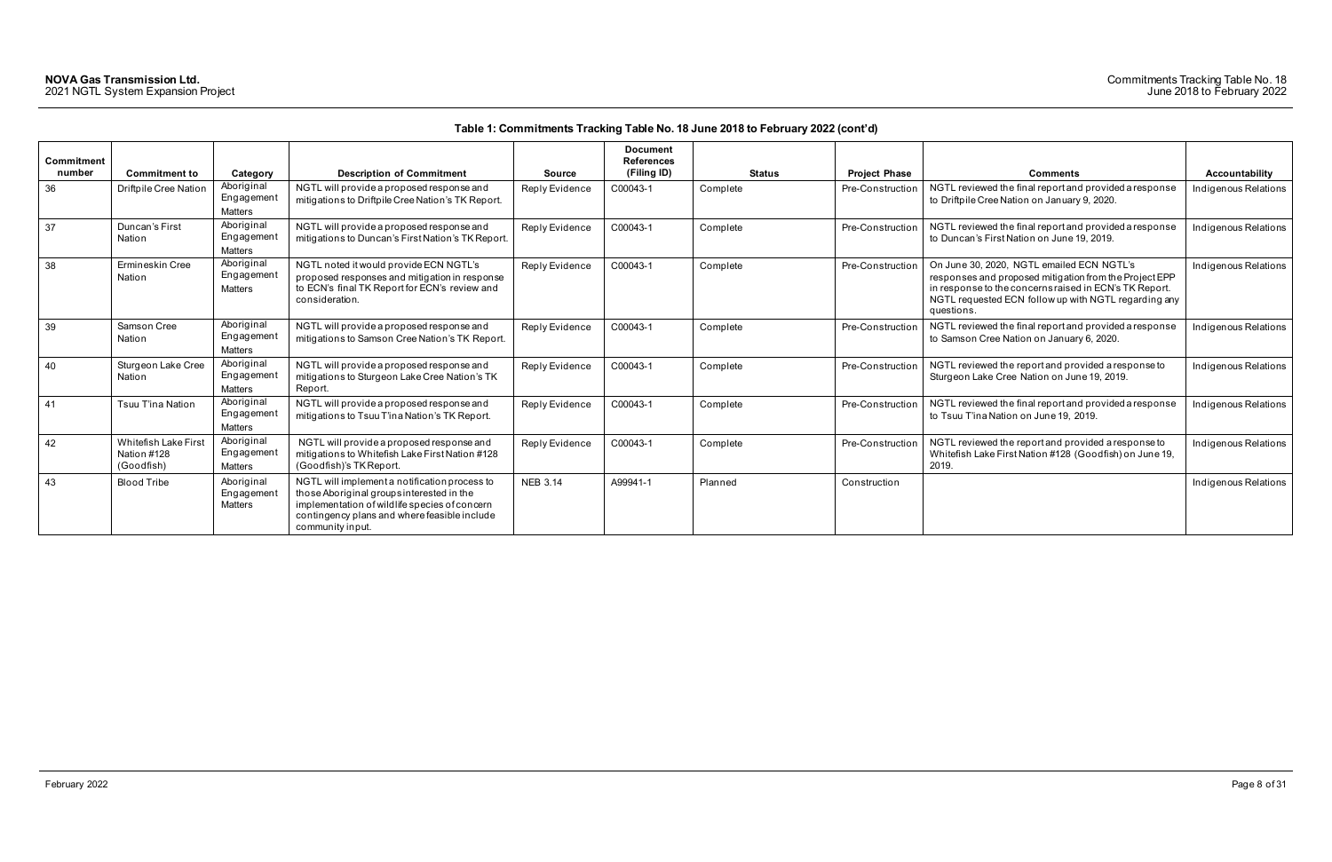**Table 1: Commitments Tracking Table No. 18 June 2018 to February 2022 (cont'd)**

| Commitment number | Commitment to | Category | Description of Commitment | Source | Document References (Filing ID) | Status | Project Phase | Comments | Accountability |
|---|---|---|---|---|---|---|---|---|---|
| 36 | Driftpile Cree Nation | Aboriginal Engagement Matters | NGTL will provide a proposed response and mitigations to Driftpile Cree Nation's TK Report. | Reply Evidence | C00043-1 | Complete | Pre-Construction | NGTL reviewed the final report and provided a response to Driftpile Cree Nation on January 9, 2020. | Indigenous Relations |
| 37 | Duncan's First Nation | Aboriginal Engagement Matters | NGTL will provide a proposed response and mitigations to Duncan's First Nation's TK Report. | Reply Evidence | C00043-1 | Complete | Pre-Construction | NGTL reviewed the final report and provided a response to Duncan's First Nation on June 19, 2019. | Indigenous Relations |
| 38 | Ermineskin Cree Nation | Aboriginal Engagement Matters | NGTL noted it would provide ECN NGTL's proposed responses and mitigation in response to ECN's final TK Report for ECN's review and consideration. | Reply Evidence | C00043-1 | Complete | Pre-Construction | On June 30, 2020, NGTL emailed ECN NGTL's responses and proposed mitigation from the Project EPP in response to the concerns raised in ECN's TK Report. NGTL requested ECN follow up with NGTL regarding any questions. | Indigenous Relations |
| 39 | Samson Cree Nation | Aboriginal Engagement Matters | NGTL will provide a proposed response and mitigations to Samson Cree Nation's TK Report. | Reply Evidence | C00043-1 | Complete | Pre-Construction | NGTL reviewed the final report and provided a response to Samson Cree Nation on January 6, 2020. | Indigenous Relations |
| 40 | Sturgeon Lake Cree Nation | Aboriginal Engagement Matters | NGTL will provide a proposed response and mitigations to Sturgeon Lake Cree Nation's TK Report. | Reply Evidence | C00043-1 | Complete | Pre-Construction | NGTL reviewed the report and provided a response to Sturgeon Lake Cree Nation on June 19, 2019. | Indigenous Relations |
| 41 | Tsuu T'ina Nation | Aboriginal Engagement Matters | NGTL will provide a proposed response and mitigations to Tsuu T'ina Nation's TK Report. | Reply Evidence | C00043-1 | Complete | Pre-Construction | NGTL reviewed the final report and provided a response to Tsuu T'ina Nation on June 19, 2019. | Indigenous Relations |
| 42 | Whitefish Lake First Nation #128 (Goodfish) | Aboriginal Engagement Matters | NGTL will provide a proposed response and mitigations to Whitefish Lake First Nation #128 (Goodfish)'s TK Report. | Reply Evidence | C00043-1 | Complete | Pre-Construction | NGTL reviewed the report and provided a response to Whitefish Lake First Nation #128 (Goodfish) on June 19, 2019. | Indigenous Relations |
| 43 | Blood Tribe | Aboriginal Engagement Matters | NGTL will implement a notification process to those Aboriginal groups interested in the implementation of wildlife species of concern contingency plans and where feasible include community input. | NEB 3.14 | A99941-1 | Planned | Construction | | Indigenous Relations |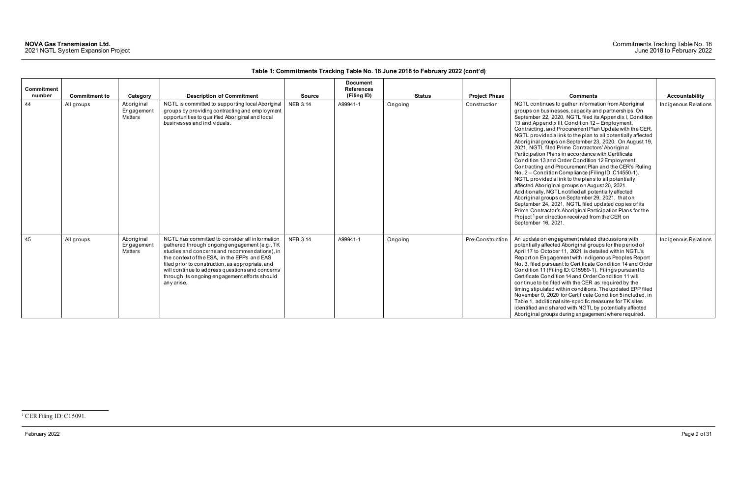**Table 1: Commitments Tracking Table No. 18 June 2018 to February 2022 (cont'd)**

| Commitment number | Commitment to | Category | Description of Commitment | Source | Document References (Filing ID) | Status | Project Phase | Comments | Accountability |
|---|---|---|---|---|---|---|---|---|---|
| 44 | All groups | Aboriginal Engagement Matters | NGTL is committed to supporting local Aboriginal groups by providing contracting and employment opportunities to qualified Aboriginal and local businesses and individuals. | NEB 3.14 | A99941-1 | Ongoing | Construction | NGTL continues to gather information from Aboriginal groups on businesses, capacity and partnerships. On September 22, 2020, NGTL filed its Appendix I, Condition 13 and Appendix III, Condition 12 – Employment, Contracting, and Procurement Plan Update with the CER. NGTL provided a link to the plan to all potentially affected Aboriginal groups on September 23, 2020. On August 19, 2021, NGTL filed Prime Contractors' Aboriginal Participation Plans in accordance with Certificate Condition 13 and Order Condition 12 Employment, Contracting and Procurement Plan and the CER's Ruling No. 2 – Condition Compliance (Filing ID: C14550-1). NGTL provided a link to the plans to all potentially affected Aboriginal groups on August 20, 2021. Additionally, NGTL notified all potentially affected Aboriginal groups on September 29, 2021, that on September 24, 2021, NGTL filed updated copies of its Prime Contractor's Aboriginal Participation Plans for the Project[1] per direction received from the CER on September 16, 2021. | Indigenous Relations |
| 45 | All groups | Aboriginal Engagement Matters | NGTL has committed to consider all information gathered through ongoing engagement (e.g., TK studies and concerns and recommendations), in the context of the ESA, in the EPPs and EAS filed prior to construction, as appropriate, and will continue to address questions and concerns through its ongoing engagement efforts should any arise. | NEB 3.14 | A99941-1 | Ongoing | Pre-Construction | An update on engagement related discussions with potentially affected Aboriginal groups for the period of April 17 to October 11, 2021 is detailed within NGTL's Report on Engagement with Indigenous Peoples Report No. 3, filed pursuant to Certificate Condition 14 and Order Condition 11 (Filing ID: C15989-1). Filings pursuant to Certificate Condition 14 and Order Condition 11 will continue to be filed with the CER as required by the timing stipulated within conditions. The updated EPP filed November 9, 2020 for Certificate Condition 5 included, in Table 1, additional site-specific measures for TK sites identified and shared with NGTL by potentially affected Aboriginal groups during engagement where required. | Indigenous Relations |

[1] CER Filing ID: C15091.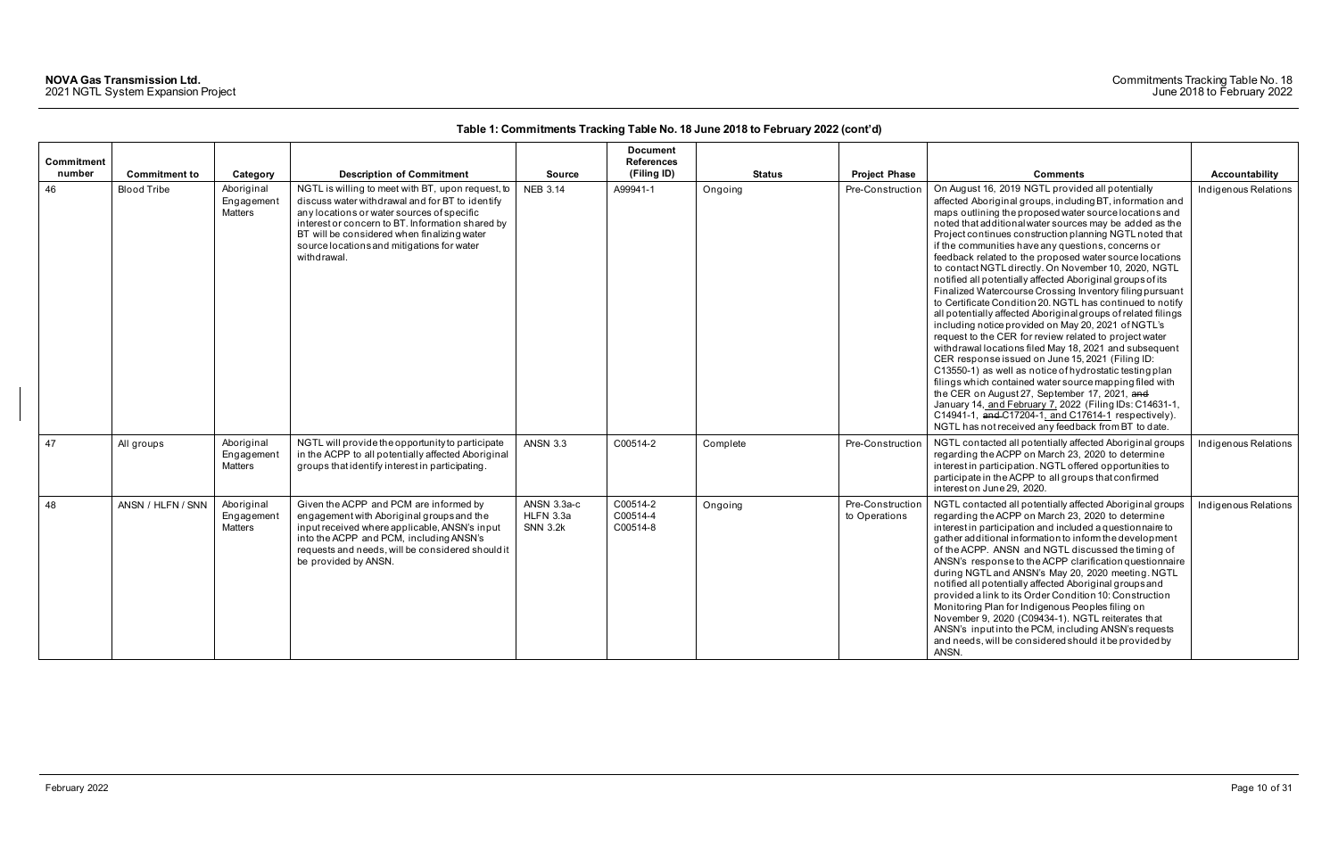**Table 1: Commitments Tracking Table No. 18 June 2018 to February 2022 (cont'd)**

| Commitment number | Commitment to | Category | Description of Commitment | Source | Document References (Filing ID) | Status | Project Phase | Comments | Accountability |
|---|---|---|---|---|---|---|---|---|---|
| 46 | Blood Tribe | Aboriginal Engagement Matters | NGTL is willing to meet with BT, upon request, to discuss water withdrawal and for BT to identify any locations or water sources of specific interest or concern to BT. Information shared by BT will be considered when finalizing water source locations and mitigations for water withdrawal. | NEB 3.14 | A99941-1 | Ongoing | Pre-Construction | On August 16, 2019 NGTL provided all potentially affected Aboriginal groups, including BT, information and maps outlining the proposed water source locations and noted that additional water sources may be added as the Project continues construction planning NGTL noted that if the communities have any questions, concerns or feedback related to the proposed water source locations to contact NGTL directly. On November 10, 2020, NGTL notified all potentially affected Aboriginal groups of its Finalized Watercourse Crossing Inventory filing pursuant to Certificate Condition 20. NGTL has continued to notify all potentially affected Aboriginal groups of related filings including notice provided on May 20, 2021 of NGTL's request to the CER for review related to project water withdrawal locations filed May 18, 2021 and subsequent CER response issued on June 15, 2021 (Filing ID: C13550-1) as well as notice of hydrostatic testing plan filings which contained water source mapping filed with the CER on August 27, September 17, 2021, ~~and~~ January 14, and February 7, 2022 (Filing IDs: C14631-1, C14941-1, ~~and~~ C17204-1, and C17614-1 respectively). NGTL has not received any feedback from BT to date. | Indigenous Relations |
| 47 | All groups | Aboriginal Engagement Matters | NGTL will provide the opportunity to participate in the ACPP to all potentially affected Aboriginal groups that identify interest in participating. | ANSN 3.3 | C00514-2 | Complete | Pre-Construction | NGTL contacted all potentially affected Aboriginal groups regarding the ACPP on March 23, 2020 to determine interest in participation. NGTL offered opportunities to participate in the ACPP to all groups that confirmed interest on June 29, 2020. | Indigenous Relations |
| 48 | ANSN / HLFN / SNN | Aboriginal Engagement Matters | Given the ACPP and PCM are informed by engagement with Aboriginal groups and the input received where applicable, ANSN's input into the ACPP and PCM, including ANSN's requests and needs, will be considered should it be provided by ANSN. | ANSN 3.3a-c<br>HLFN 3.3a<br>SNN 3.2k | C00514-2<br>C00514-4<br>C00514-8 | Ongoing | Pre-Construction to Operations | NGTL contacted all potentially affected Aboriginal groups regarding the ACPP on March 23, 2020 to determine interest in participation and included a questionnaire to gather additional information to inform the development of the ACPP. ANSN and NGTL discussed the timing of ANSN's response to the ACPP clarification questionnaire during NGTL and ANSN's May 20, 2020 meeting. NGTL notified all potentially affected Aboriginal groups and provided a link to its Order Condition 10: Construction Monitoring Plan for Indigenous Peoples filing on November 9, 2020 (C09434-1). NGTL reiterates that ANSN's input into the PCM, including ANSN's requests and needs, will be considered should it be provided by ANSN. | Indigenous Relations |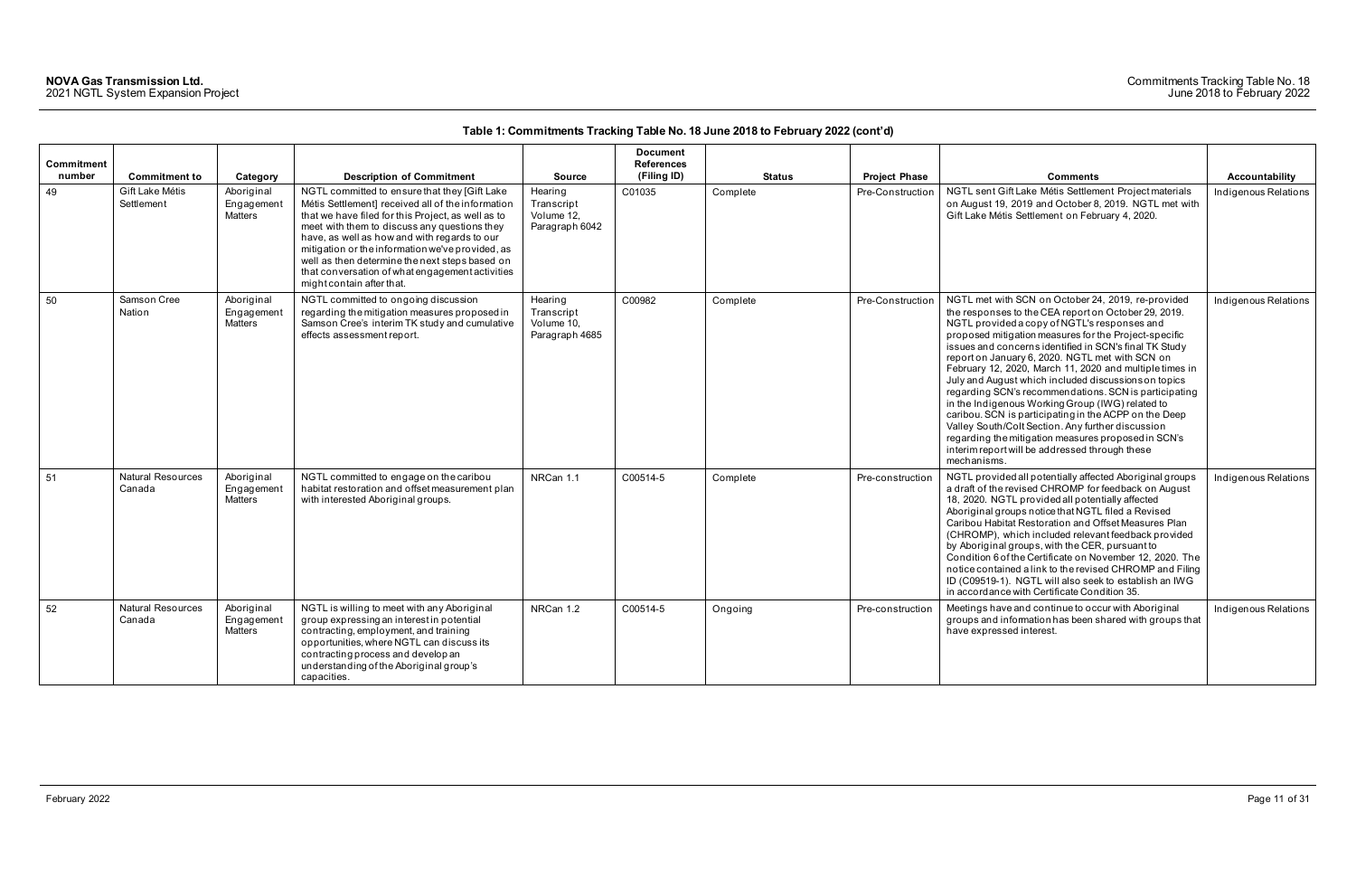**Table 1: Commitments Tracking Table No. 18 June 2018 to February 2022 (cont'd)**

| Commitment number | Commitment to | Category | Description of Commitment | Source | Document References (Filing ID) | Status | Project Phase | Comments | Accountability |
|---|---|---|---|---|---|---|---|---|---|
| 49 | Gift Lake Métis Settlement | Aboriginal Engagement Matters | NGTL committed to ensure that they [Gift Lake Métis Settlement] received all of the information that we have filed for this Project, as well as to meet with them to discuss any questions they have, as well as how and with regards to our mitigation or the information we've provided, as well as then determine the next steps based on that conversation of what engagement activities might contain after that. | Hearing Transcript Volume 12, Paragraph 6042 | C01035 | Complete | Pre-Construction | NGTL sent Gift Lake Métis Settlement Project materials on August 19, 2019 and October 8, 2019. NGTL met with Gift Lake Métis Settlement on February 4, 2020. | Indigenous Relations |
| 50 | Samson Cree Nation | Aboriginal Engagement Matters | NGTL committed to ongoing discussion regarding the mitigation measures proposed in Samson Cree's interim TK study and cumulative effects assessment report. | Hearing Transcript Volume 10, Paragraph 4685 | C00982 | Complete | Pre-Construction | NGTL met with SCN on October 24, 2019, re-provided the responses to the CEA report on October 29, 2019. NGTL provided a copy of NGTL's responses and proposed mitigation measures for the Project-specific issues and concerns identified in SCN's final TK Study report on January 6, 2020. NGTL met with SCN on February 12, 2020, March 11, 2020 and multiple times in July and August which included discussions on topics regarding SCN's recommendations. SCN is participating in the Indigenous Working Group (IWG) related to caribou. SCN is participating in the ACPP on the Deep Valley South/Colt Section. Any further discussion regarding the mitigation measures proposed in SCN's interim report will be addressed through these mechanisms. | Indigenous Relations |
| 51 | Natural Resources Canada | Aboriginal Engagement Matters | NGTL committed to engage on the caribou habitat restoration and offset measurement plan with interested Aboriginal groups. | NRCan 1.1 | C00514-5 | Complete | Pre-construction | NGTL provided all potentially affected Aboriginal groups a draft of the revised CHROMP for feedback on August 18, 2020. NGTL provided all potentially affected Aboriginal groups notice that NGTL filed a Revised Caribou Habitat Restoration and Offset Measures Plan (CHROMP), which included relevant feedback provided by Aboriginal groups, with the CER, pursuant to Condition 6 of the Certificate on November 12, 2020. The notice contained a link to the revised CHROMP and Filing ID (C09519-1). NGTL will also seek to establish an IWG in accordance with Certificate Condition 35. | Indigenous Relations |
| 52 | Natural Resources Canada | Aboriginal Engagement Matters | NGTL is willing to meet with any Aboriginal group expressing an interest in potential contracting, employment, and training opportunities, where NGTL can discuss its contracting process and develop an understanding of the Aboriginal group's capacities. | NRCan 1.2 | C00514-5 | Ongoing | Pre-construction | Meetings have and continue to occur with Aboriginal groups and information has been shared with groups that have expressed interest. | Indigenous Relations |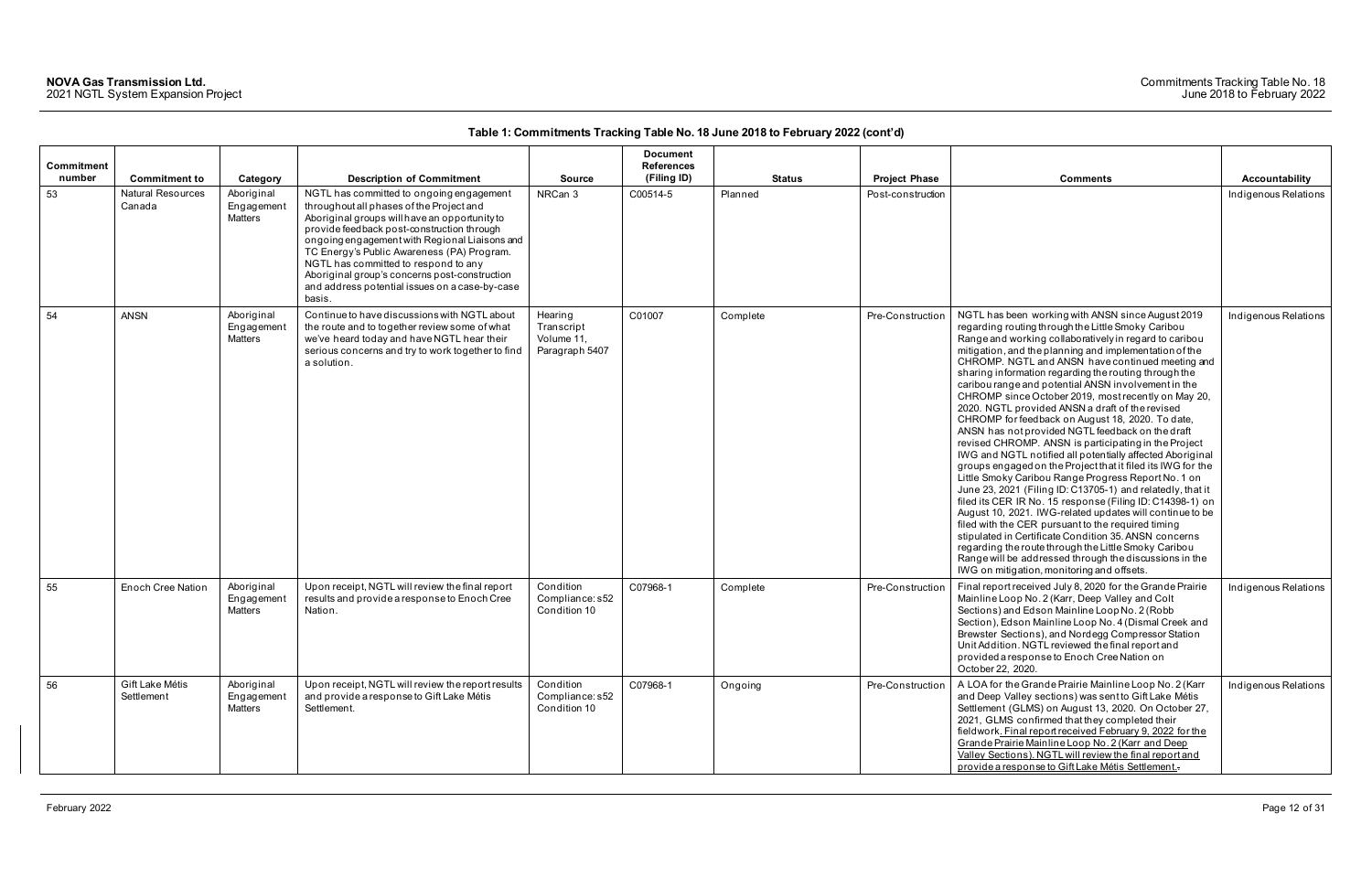**Table 1: Commitments Tracking Table No. 18 June 2018 to February 2022 (cont'd)**

| Commitment number | Commitment to | Category | Description of Commitment | Source | Document References (Filing ID) | Status | Project Phase | Comments | Accountability |
|---|---|---|---|---|---|---|---|---|---|
| 53 | Natural Resources Canada | Aboriginal Engagement Matters | NGTL has committed to ongoing engagement throughout all phases of the Project and Aboriginal groups will have an opportunity to provide feedback post-construction through ongoing engagement with Regional Liaisons and TC Energy's Public Awareness (PA) Program. NGTL has committed to respond to any Aboriginal group's concerns post-construction and address potential issues on a case-by-case basis. | NRCan 3 | C00514-5 | Planned | Post-construction | | Indigenous Relations |
| 54 | ANSN | Aboriginal Engagement Matters | Continue to have discussions with NGTL about the route and to together review some of what we've heard today and have NGTL hear their serious concerns and try to work together to find a solution. | Hearing Transcript Volume 11, Paragraph 5407 | C01007 | Complete | Pre-Construction | NGTL has been working with ANSN since August 2019 regarding routing through the Little Smoky Caribou Range and working collaboratively in regard to caribou mitigation, and the planning and implementation of the CHROMP. NGTL and ANSN have continued meeting and sharing information regarding the routing through the caribou range and potential ANSN involvement in the CHROMP since October 2019, most recently on May 20, 2020. NGTL provided ANSN a draft of the revised CHROMP for feedback on August 18, 2020. To date, ANSN has not provided NGTL feedback on the draft revised CHROMP. ANSN is participating in the Project IWG and NGTL notified all potentially affected Aboriginal groups engaged on the Project that it filed its IWG for the Little Smoky Caribou Range Progress Report No. 1 on June 23, 2021 (Filing ID: C13705-1) and relatedly, that it filed its CER IR No. 15 response (Filing ID: C14398-1) on August 10, 2021. IWG-related updates will continue to be filed with the CER pursuant to the required timing stipulated in Certificate Condition 35. ANSN concerns regarding the route through the Little Smoky Caribou Range will be addressed through the discussions in the IWG on mitigation, monitoring and offsets. | Indigenous Relations |
| 55 | Enoch Cree Nation | Aboriginal Engagement Matters | Upon receipt, NGTL will review the final report results and provide a response to Enoch Cree Nation. | Condition Compliance: s52 Condition 10 | C07968-1 | Complete | Pre-Construction | Final report received July 8, 2020 for the Grande Prairie Mainline Loop No. 2 (Karr, Deep Valley and Colt Sections) and Edson Mainline Loop No. 2 (Robb Section), Edson Mainline Loop No. 4 (Dismal Creek and Brewster Sections), and Nordegg Compressor Station Unit Addition. NGTL reviewed the final report and provided a response to Enoch Cree Nation on October 22, 2020. | Indigenous Relations |
| 56 | Gift Lake Métis Settlement | Aboriginal Engagement Matters | Upon receipt, NGTL will review the report results and provide a response to Gift Lake Métis Settlement. | Condition Compliance: s52 Condition 10 | C07968-1 | Ongoing | Pre-Construction | A LOA for the Grande Prairie Mainline Loop No. 2 (Karr and Deep Valley sections) was sent to Gift Lake Métis Settlement (GLMS) on August 13, 2020. On October 27, 2021, GLMS confirmed that they completed their fieldwork. Final report received February 9, 2022 for the Grande Prairie Mainline Loop No. 2 (Karr and Deep Valley Sections). NGTL will review the final report and provide a response to Gift Lake Métis Settlement. | Indigenous Relations |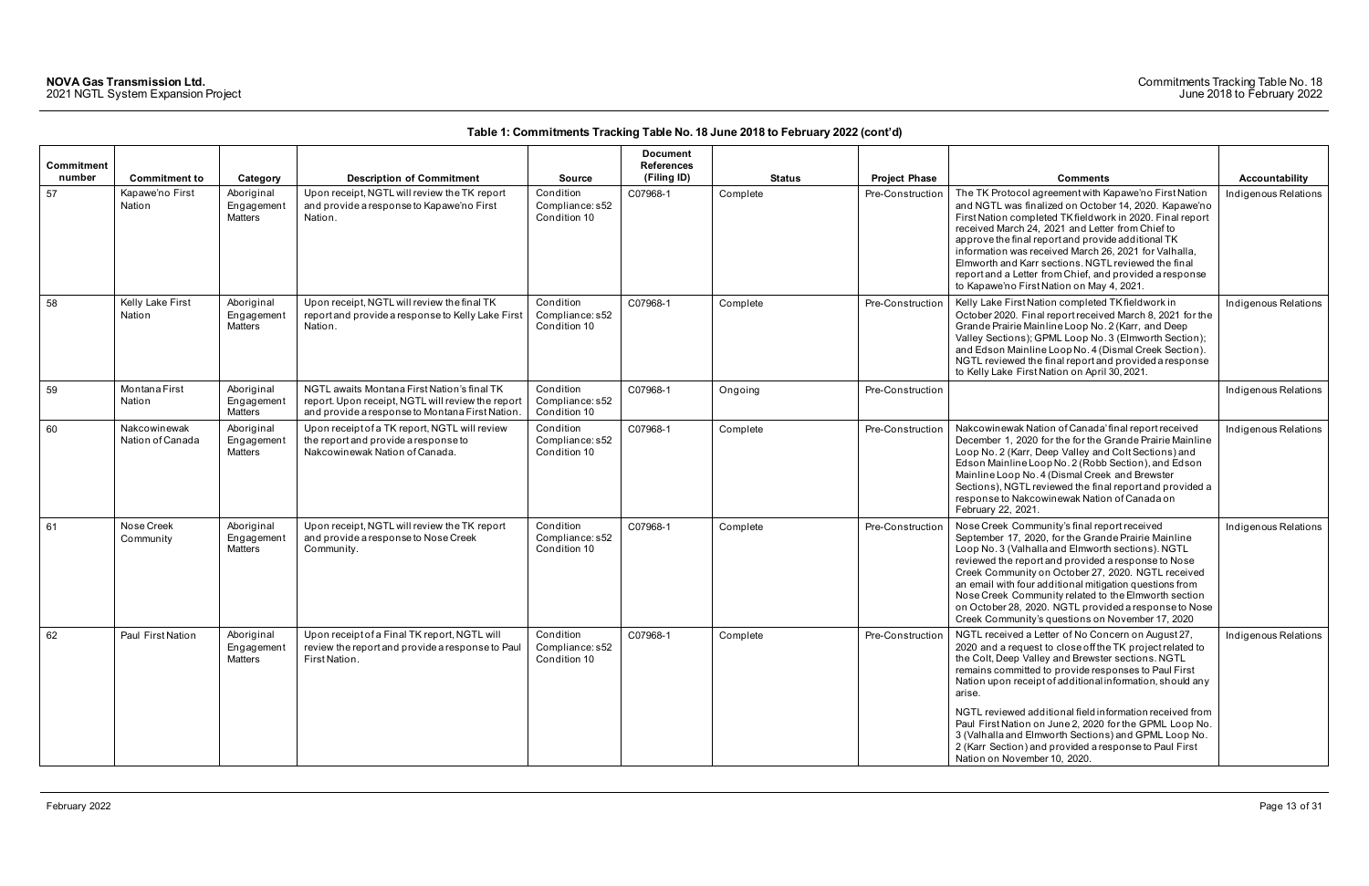**Table 1: Commitments Tracking Table No. 18 June 2018 to February 2022 (cont'd)**

| Commitment number | Commitment to | Category | Description of Commitment | Source | Document References (Filing ID) | Status | Project Phase | Comments | Accountability |
|---|---|---|---|---|---|---|---|---|---|
| 57 | Kapawe'no First Nation | Aboriginal Engagement Matters | Upon receipt, NGTL will review the TK report and provide a response to Kapawe'no First Nation. | Condition Compliance: s52 Condition 10 | C07968-1 | Complete | Pre-Construction | The TK Protocol agreement with Kapawe'no First Nation and NGTL was finalized on October 14, 2020. Kapawe'no First Nation completed TK fieldwork in 2020. Final report received March 24, 2021 and Letter from Chief to approve the final report and provide additional TK information was received March 26, 2021 for Valhalla, Elmworth and Karr sections. NGTL reviewed the final report and a Letter from Chief, and provided a response to Kapawe'no First Nation on May 4, 2021. | Indigenous Relations |
| 58 | Kelly Lake First Nation | Aboriginal Engagement Matters | Upon receipt, NGTL will review the final TK report and provide a response to Kelly Lake First Nation. | Condition Compliance: s52 Condition 10 | C07968-1 | Complete | Pre-Construction | Kelly Lake First Nation completed TK fieldwork in October 2020. Final report received March 8, 2021 for the Grande Prairie Mainline Loop No. 2 (Karr, and Deep Valley Sections); GPML Loop No. 3 (Elmworth Section); and Edson Mainline Loop No. 4 (Dismal Creek Section). NGTL reviewed the final report and provided a response to Kelly Lake First Nation on April 30, 2021. | Indigenous Relations |
| 59 | Montana First Nation | Aboriginal Engagement Matters | NGTL awaits Montana First Nation's final TK report. Upon receipt, NGTL will review the report and provide a response to Montana First Nation. | Condition Compliance: s52 Condition 10 | C07968-1 | Ongoing | Pre-Construction | | Indigenous Relations |
| 60 | Nakcowinewak Nation of Canada | Aboriginal Engagement Matters | Upon receipt of a TK report, NGTL will review the report and provide a response to Nakcowinewak Nation of Canada. | Condition Compliance: s52 Condition 10 | C07968-1 | Complete | Pre-Construction | Nakcowinewak Nation of Canada' final report received December 1, 2020 for the for the Grande Prairie Mainline Loop No. 2 (Karr, Deep Valley and Colt Sections) and Edson Mainline Loop No. 2 (Robb Section), and Edson Mainline Loop No. 4 (Dismal Creek and Brewster Sections), NGTL reviewed the final report and provided a response to Nakcowinewak Nation of Canada on February 22, 2021. | Indigenous Relations |
| 61 | Nose Creek Community | Aboriginal Engagement Matters | Upon receipt, NGTL will review the TK report and provide a response to Nose Creek Community. | Condition Compliance: s52 Condition 10 | C07968-1 | Complete | Pre-Construction | Nose Creek Community's final report received September 17, 2020, for the Grande Prairie Mainline Loop No. 3 (Valhalla and Elmworth sections). NGTL reviewed the report and provided a response to Nose Creek Community on October 27, 2020. NGTL received an email with four additional mitigation questions from Nose Creek Community related to the Elmworth section on October 28, 2020. NGTL provided a response to Nose Creek Community's questions on November 17, 2020 | Indigenous Relations |
| 62 | Paul First Nation | Aboriginal Engagement Matters | Upon receipt of a Final TK report, NGTL will review the report and provide a response to Paul First Nation. | Condition Compliance: s52 Condition 10 | C07968-1 | Complete | Pre-Construction | NGTL received a Letter of No Concern on August 27, 2020 and a request to close off the TK project related to the Colt, Deep Valley and Brewster sections. NGTL remains committed to provide responses to Paul First Nation upon receipt of additional information, should any arise.<br><br>NGTL reviewed additional field information received from Paul First Nation on June 2, 2020 for the GPML Loop No. 3 (Valhalla and Elmworth Sections) and GPML Loop No. 2 (Karr Section) and provided a response to Paul First Nation on November 10, 2020. | Indigenous Relations |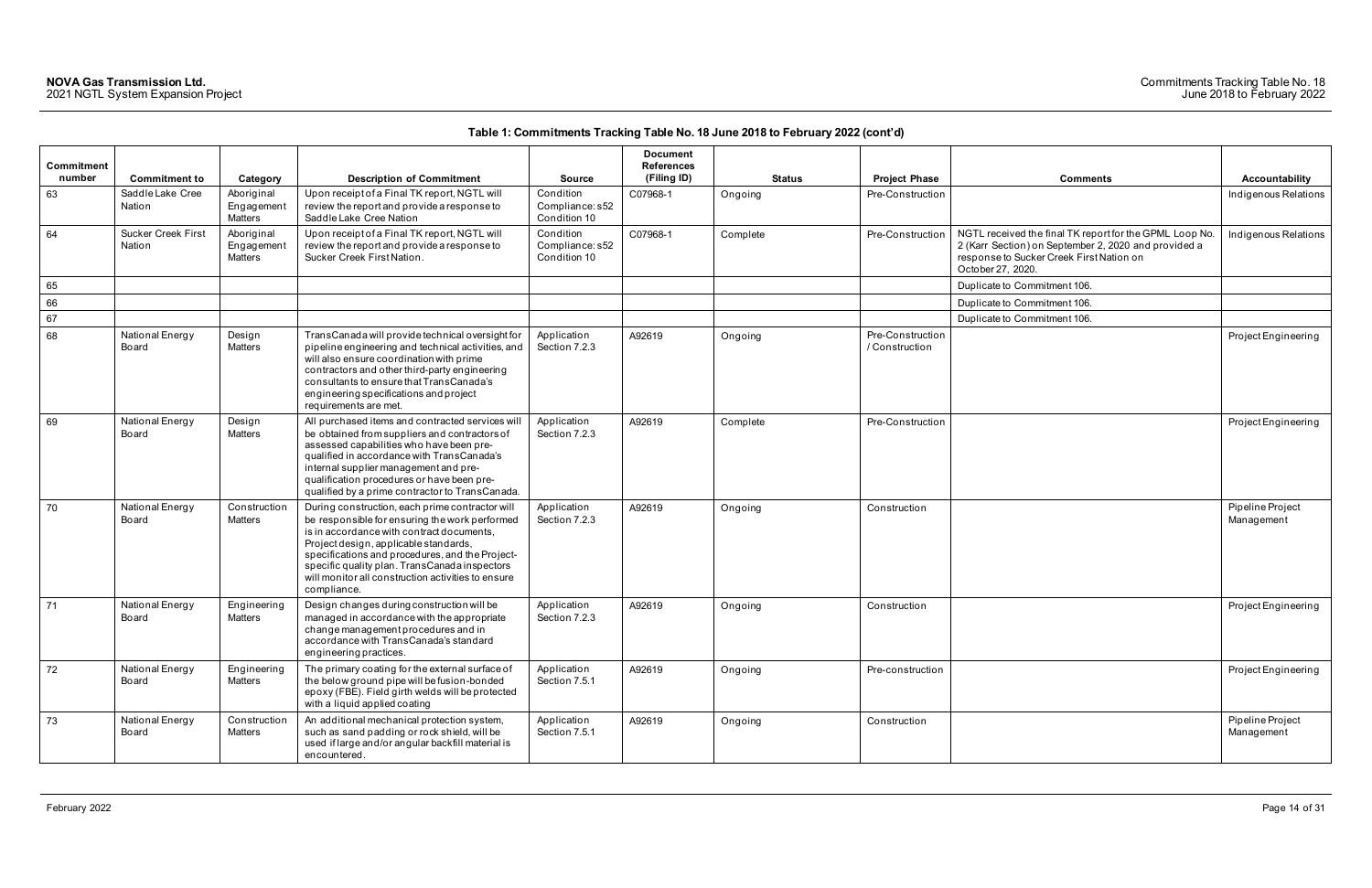**Table 1: Commitments Tracking Table No. 18 June 2018 to February 2022 (cont'd)**

| Commitment number | Commitment to | Category | Description of Commitment | Source | Document References (Filing ID) | Status | Project Phase | Comments | Accountability |
|---|---|---|---|---|---|---|---|---|---|
| 63 | Saddle Lake Cree Nation | Aboriginal Engagement Matters | Upon receipt of a Final TK report, NGTL will review the report and provide a response to Saddle Lake Cree Nation | Condition Compliance: s52 Condition 10 | C07968-1 | Ongoing | Pre-Construction | | Indigenous Relations |
| 64 | Sucker Creek First Nation | Aboriginal Engagement Matters | Upon receipt of a Final TK report, NGTL will review the report and provide a response to Sucker Creek First Nation. | Condition Compliance: s52 Condition 10 | C07968-1 | Complete | Pre-Construction | NGTL received the final TK report for the GPML Loop No. 2 (Karr Section) on September 2, 2020 and provided a response to Sucker Creek First Nation on October 27, 2020. | Indigenous Relations |
| 65 | | | | | | | | Duplicate to Commitment 106. | |
| 66 | | | | | | | | Duplicate to Commitment 106. | |
| 67 | | | | | | | | Duplicate to Commitment 106. | |
| 68 | National Energy Board | Design Matters | TransCanada will provide technical oversight for pipeline engineering and technical activities, and will also ensure coordination with prime contractors and other third-party engineering consultants to ensure that TransCanada's engineering specifications and project requirements are met. | Application Section 7.2.3 | A92619 | Ongoing | Pre-Construction / Construction | | Project Engineering |
| 69 | National Energy Board | Design Matters | All purchased items and contracted services will be obtained from suppliers and contractors of assessed capabilities who have been pre-qualified in accordance with TransCanada's internal supplier management and pre-qualification procedures or have been pre-qualified by a prime contractor to TransCanada. | Application Section 7.2.3 | A92619 | Complete | Pre-Construction | | Project Engineering |
| 70 | National Energy Board | Construction Matters | During construction, each prime contractor will be responsible for ensuring the work performed is in accordance with contract documents, Project design, applicable standards, specifications and procedures, and the Project-specific quality plan. TransCanada inspectors will monitor all construction activities to ensure compliance. | Application Section 7.2.3 | A92619 | Ongoing | Construction | | Pipeline Project Management |
| 71 | National Energy Board | Engineering Matters | Design changes during construction will be managed in accordance with the appropriate change management procedures and in accordance with TransCanada's standard engineering practices. | Application Section 7.2.3 | A92619 | Ongoing | Construction | | Project Engineering |
| 72 | National Energy Board | Engineering Matters | The primary coating for the external surface of the below ground pipe will be fusion-bonded epoxy (FBE). Field girth welds will be protected with a liquid applied coating | Application Section 7.5.1 | A92619 | Ongoing | Pre-construction | | Project Engineering |
| 73 | National Energy Board | Construction Matters | An additional mechanical protection system, such as sand padding or rock shield, will be used if large and/or angular backfill material is encountered. | Application Section 7.5.1 | A92619 | Ongoing | Construction | | Pipeline Project Management |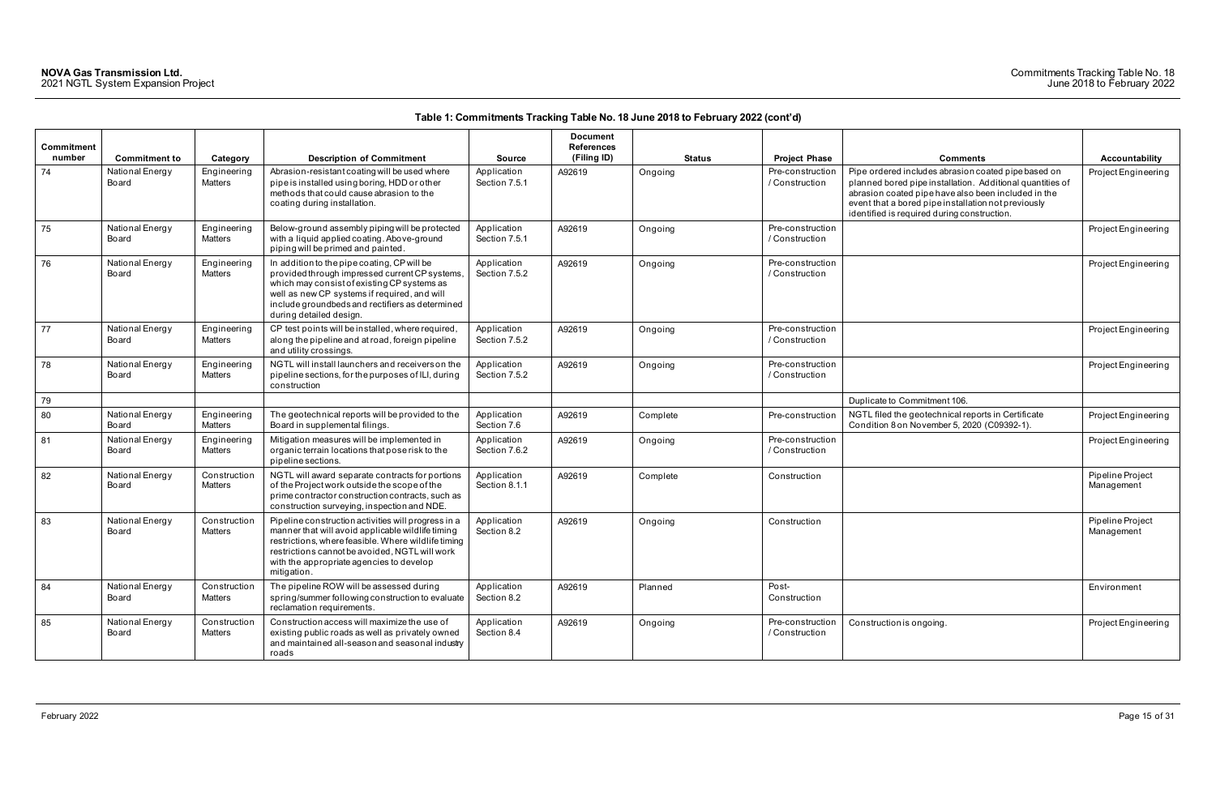## Table 1: Commitments Tracking Table No. 18 June 2018 to February 2022 (cont'd)

| Commitment number | Commitment to | Category | Description of Commitment | Source | Document References (Filing ID) | Status | Project Phase | Comments | Accountability |
|---|---|---|---|---|---|---|---|---|---|
| 74 | National Energy Board | Engineering Matters | Abrasion-resistant coating will be used where pipe is installed using boring, HDD or other methods that could cause abrasion to the coating during installation. | Application Section 7.5.1 | A92619 | Ongoing | Pre-construction / Construction | Pipe ordered includes abrasion coated pipe based on planned bored pipe installation. Additional quantities of abrasion coated pipe have also been included in the event that a bored pipe installation not previously identified is required during construction. | Project Engineering |
| 75 | National Energy Board | Engineering Matters | Below-ground assembly piping will be protected with a liquid applied coating. Above-ground piping will be primed and painted. | Application Section 7.5.1 | A92619 | Ongoing | Pre-construction / Construction | | Project Engineering |
| 76 | National Energy Board | Engineering Matters | In addition to the pipe coating, CP will be provided through impressed current CP systems, which may consist of existing CP systems as well as new CP systems if required, and will include groundbeds and rectifiers as determined during detailed design. | Application Section 7.5.2 | A92619 | Ongoing | Pre-construction / Construction | | Project Engineering |
| 77 | National Energy Board | Engineering Matters | CP test points will be installed, where required, along the pipeline and at road, foreign pipeline and utility crossings. | Application Section 7.5.2 | A92619 | Ongoing | Pre-construction / Construction | | Project Engineering |
| 78 | National Energy Board | Engineering Matters | NGTL will install launchers and receivers on the pipeline sections, for the purposes of ILI, during construction | Application Section 7.5.2 | A92619 | Ongoing | Pre-construction / Construction | | Project Engineering |
| 79 | | | | | | | | Duplicate to Commitment 106. | |
| 80 | National Energy Board | Engineering Matters | The geotechnical reports will be provided to the Board in supplemental filings. | Application Section 7.6 | A92619 | Complete | Pre-construction | NGTL filed the geotechnical reports in Certificate Condition 8 on November 5, 2020 (C09392-1). | Project Engineering |
| 81 | National Energy Board | Engineering Matters | Mitigation measures will be implemented in organic terrain locations that pose risk to the pipeline sections. | Application Section 7.6.2 | A92619 | Ongoing | Pre-construction / Construction | | Project Engineering |
| 82 | National Energy Board | Construction Matters | NGTL will award separate contracts for portions of the Project work outside the scope of the prime contractor construction contracts, such as construction surveying, inspection and NDE. | Application Section 8.1.1 | A92619 | Complete | Construction | | Pipeline Project Management |
| 83 | National Energy Board | Construction Matters | Pipeline construction activities will progress in a manner that will avoid applicable wildlife timing restrictions, where feasible. Where wildlife timing restrictions cannot be avoided, NGTL will work with the appropriate agencies to develop mitigation. | Application Section 8.2 | A92619 | Ongoing | Construction | | Pipeline Project Management |
| 84 | National Energy Board | Construction Matters | The pipeline ROW will be assessed during spring/summer following construction to evaluate reclamation requirements. | Application Section 8.2 | A92619 | Planned | Post-Construction | | Environment |
| 85 | National Energy Board | Construction Matters | Construction access will maximize the use of existing public roads as well as privately owned and maintained all-season and seasonal industry roads | Application Section 8.4 | A92619 | Ongoing | Pre-construction / Construction | Construction is ongoing. | Project Engineering |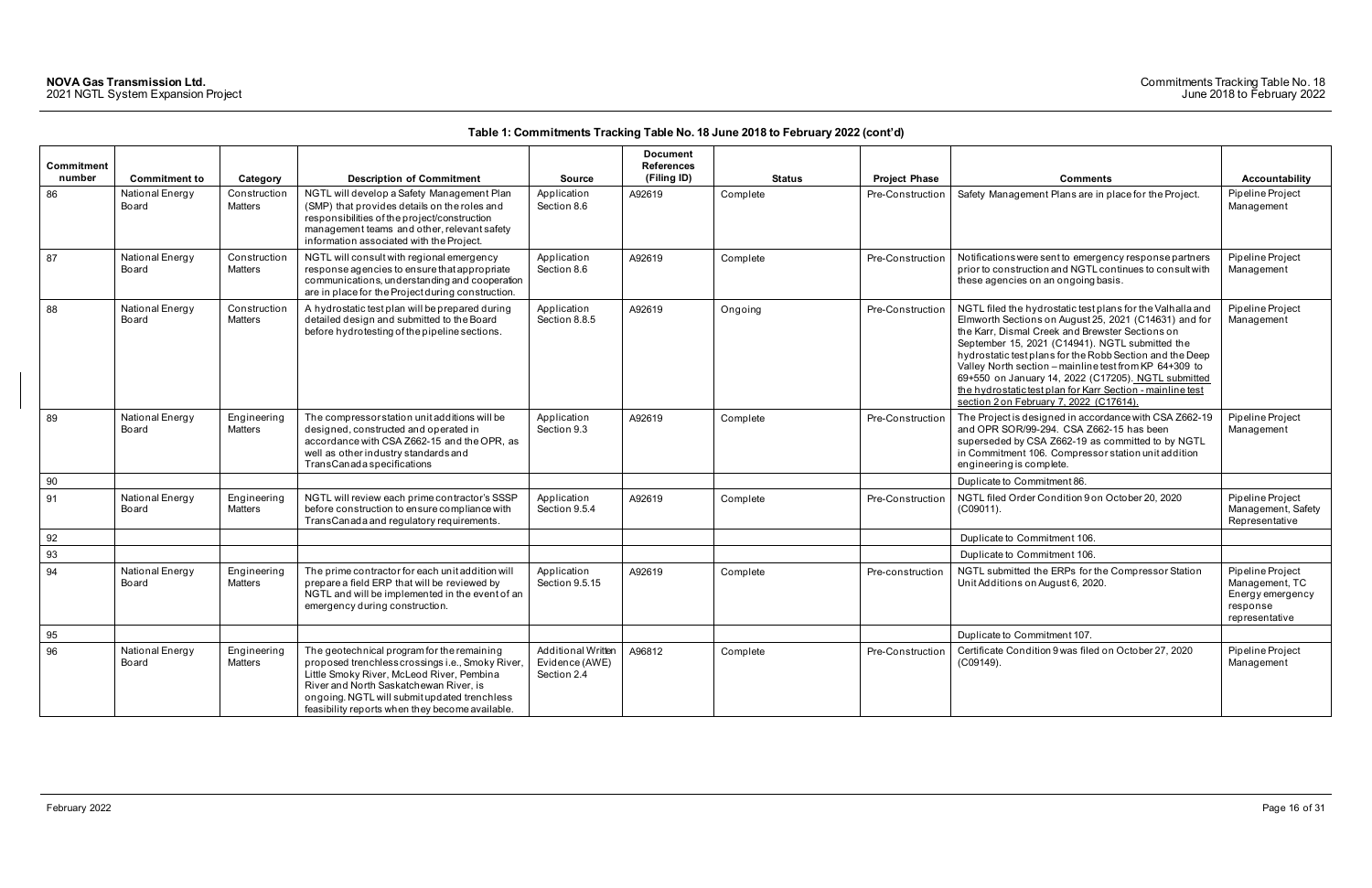**Table 1: Commitments Tracking Table No. 18 June 2018 to February 2022 (cont'd)**

| Commitment number | Commitment to | Category | Description of Commitment | Source | Document References (Filing ID) | Status | Project Phase | Comments | Accountability |
|---|---|---|---|---|---|---|---|---|---|
| 86 | National Energy Board | Construction Matters | NGTL will develop a Safety Management Plan (SMP) that provides details on the roles and responsibilities of the project/construction management teams and other, relevant safety information associated with the Project. | Application Section 8.6 | A92619 | Complete | Pre-Construction | Safety Management Plans are in place for the Project. | Pipeline Project Management |
| 87 | National Energy Board | Construction Matters | NGTL will consult with regional emergency response agencies to ensure that appropriate communications, understanding and cooperation are in place for the Project during construction. | Application Section 8.6 | A92619 | Complete | Pre-Construction | Notifications were sent to emergency response partners prior to construction and NGTL continues to consult with these agencies on an ongoing basis. | Pipeline Project Management |
| 88 | National Energy Board | Construction Matters | A hydrostatic test plan will be prepared during detailed design and submitted to the Board before hydrotesting of the pipeline sections. | Application Section 8.8.5 | A92619 | Ongoing | Pre-Construction | NGTL filed the hydrostatic test plans for the Valhalla and Elmworth Sections on August 25, 2021 (C14631) and for the Karr, Dismal Creek and Brewster Sections on September 15, 2021 (C14941). NGTL submitted the hydrostatic test plans for the Robb Section and the Deep Valley North section – mainline test from KP 64+309 to 69+550 on January 14, 2022 (C17205). NGTL submitted the hydrostatic test plan for Karr Section - mainline test section 2 on February 7, 2022 (C17614). | Pipeline Project Management |
| 89 | National Energy Board | Engineering Matters | The compressor station unit additions will be designed, constructed and operated in accordance with CSA Z662-15 and the OPR, as well as other industry standards and TransCanada specifications | Application Section 9.3 | A92619 | Complete | Pre-Construction | The Project is designed in accordance with CSA Z662-19 and OPR SOR/99-294. CSA Z662-15 has been superseded by CSA Z662-19 as committed to by NGTL in Commitment 106. Compressor station unit addition engineering is complete. | Pipeline Project Management |
| 90 | | | | | | | | Duplicate to Commitment 86. | |
| 91 | National Energy Board | Engineering Matters | NGTL will review each prime contractor's SSSP before construction to ensure compliance with TransCanada and regulatory requirements. | Application Section 9.5.4 | A92619 | Complete | Pre-Construction | NGTL filed Order Condition 9 on October 20, 2020 (C09011). | Pipeline Project Management, Safety Representative |
| 92 | | | | | | | | Duplicate to Commitment 106. | |
| 93 | | | | | | | | Duplicate to Commitment 106. | |
| 94 | National Energy Board | Engineering Matters | The prime contractor for each unit addition will prepare a field ERP that will be reviewed by NGTL and will be implemented in the event of an emergency during construction. | Application Section 9.5.15 | A92619 | Complete | Pre-construction | NGTL submitted the ERPs for the Compressor Station Unit Additions on August 6, 2020. | Pipeline Project Management, TC Energy emergency response representative |
| 95 | | | | | | | | Duplicate to Commitment 107. | |
| 96 | National Energy Board | Engineering Matters | The geotechnical program for the remaining proposed trenchless crossings i.e., Smoky River, Little Smoky River, McLeod River, Pembina River and North Saskatchewan River, is ongoing. NGTL will submit updated trenchless feasibility reports when they become available. | Additional Written Evidence (AWE) Section 2.4 | A96812 | Complete | Pre-Construction | Certificate Condition 9 was filed on October 27, 2020 (C09149). | Pipeline Project Management |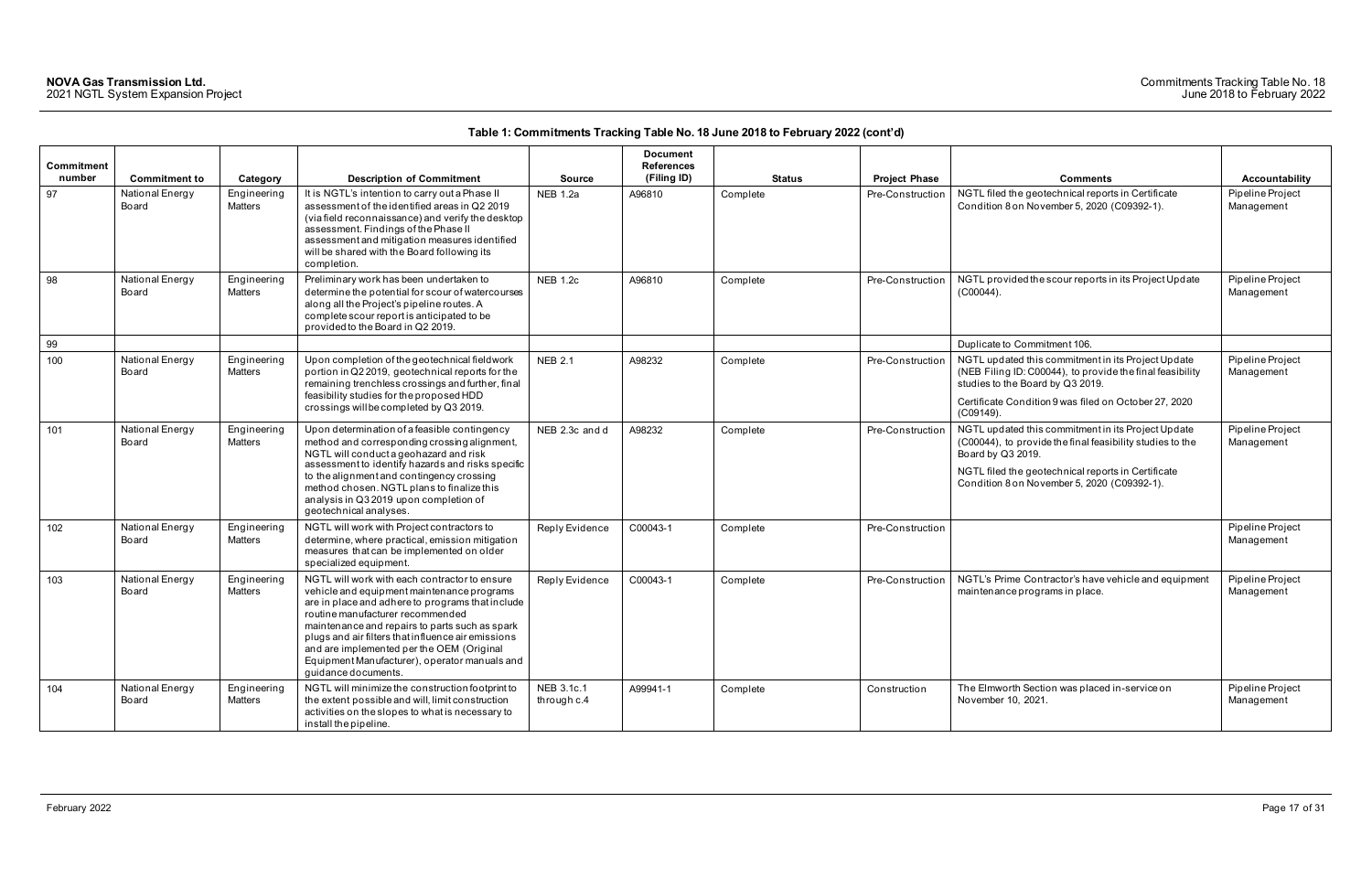**Table 1: Commitments Tracking Table No. 18 June 2018 to February 2022 (cont'd)**

| Commitment number | Commitment to | Category | Description of Commitment | Source | Document References (Filing ID) | Status | Project Phase | Comments | Accountability |
|---|---|---|---|---|---|---|---|---|---|
| 97 | National Energy Board | Engineering Matters | It is NGTL's intention to carry out a Phase II assessment of the identified areas in Q2 2019 (via field reconnaissance) and verify the desktop assessment. Findings of the Phase II assessment and mitigation measures identified will be shared with the Board following its completion. | NEB 1.2a | A96810 | Complete | Pre-Construction | NGTL filed the geotechnical reports in Certificate Condition 8 on November 5, 2020 (C09392-1). | Pipeline Project Management |
| 98 | National Energy Board | Engineering Matters | Preliminary work has been undertaken to determine the potential for scour of watercourses along all the Project's pipeline routes. A complete scour report is anticipated to be provided to the Board in Q2 2019. | NEB 1.2c | A96810 | Complete | Pre-Construction | NGTL provided the scour reports in its Project Update (C00044). | Pipeline Project Management |
| 99 | | | | | | | | Duplicate to Commitment 106. | |
| 100 | National Energy Board | Engineering Matters | Upon completion of the geotechnical fieldwork portion in Q2 2019, geotechnical reports for the remaining trenchless crossings and further, final feasibility studies for the proposed HDD crossings will be completed by Q3 2019. | NEB 2.1 | A98232 | Complete | Pre-Construction | NGTL updated this commitment in its Project Update (NEB Filing ID: C00044), to provide the final feasibility studies to the Board by Q3 2019.<br><br>Certificate Condition 9 was filed on October 27, 2020 (C09149). | Pipeline Project Management |
| 101 | National Energy Board | Engineering Matters | Upon determination of a feasible contingency method and corresponding crossing alignment, NGTL will conduct a geohazard and risk assessment to identify hazards and risks specific to the alignment and contingency crossing method chosen. NGTL plans to finalize this analysis in Q3 2019 upon completion of geotechnical analyses. | NEB 2.3c and d | A98232 | Complete | Pre-Construction | NGTL updated this commitment in its Project Update (C00044), to provide the final feasibility studies to the Board by Q3 2019.<br><br>NGTL filed the geotechnical reports in Certificate Condition 8 on November 5, 2020 (C09392-1). | Pipeline Project Management |
| 102 | National Energy Board | Engineering Matters | NGTL will work with Project contractors to determine, where practical, emission mitigation measures that can be implemented on older specialized equipment. | Reply Evidence | C00043-1 | Complete | Pre-Construction | | Pipeline Project Management |
| 103 | National Energy Board | Engineering Matters | NGTL will work with each contractor to ensure vehicle and equipment maintenance programs are in place and adhere to programs that include routine manufacturer recommended maintenance and repairs to parts such as spark plugs and air filters that influence air emissions and are implemented per the OEM (Original Equipment Manufacturer), operator manuals and guidance documents. | Reply Evidence | C00043-1 | Complete | Pre-Construction | NGTL's Prime Contractor's have vehicle and equipment maintenance programs in place. | Pipeline Project Management |
| 104 | National Energy Board | Engineering Matters | NGTL will minimize the construction footprint to the extent possible and will, limit construction activities on the slopes to what is necessary to install the pipeline. | NEB 3.1c.1 through c.4 | A99941-1 | Complete | Construction | The Elmworth Section was placed in-service on November 10, 2021. | Pipeline Project Management |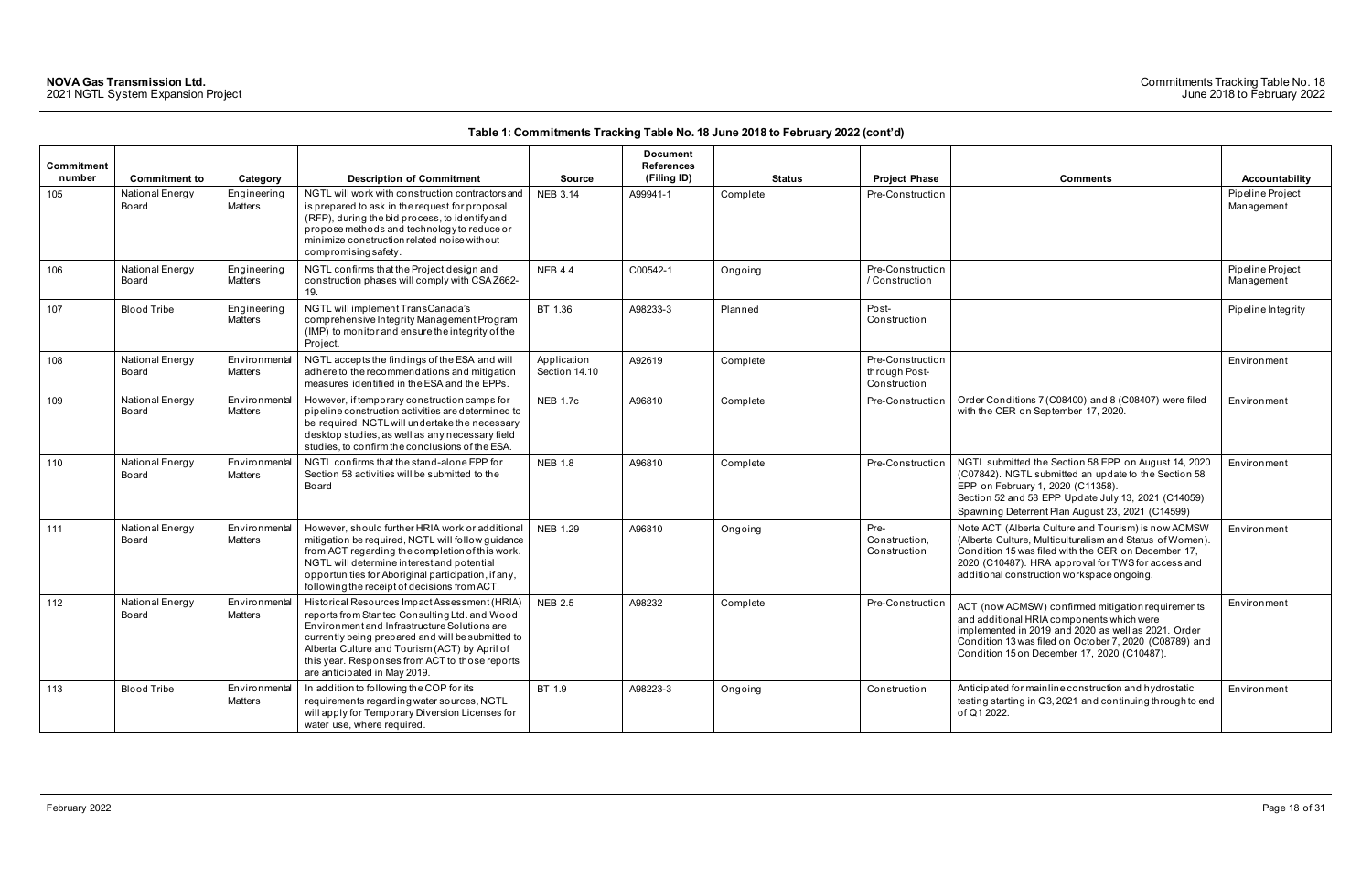**Table 1: Commitments Tracking Table No. 18 June 2018 to February 2022 (cont'd)**

| Commitment number | Commitment to | Category | Description of Commitment | Source | Document References (Filing ID) | Status | Project Phase | Comments | Accountability |
|---|---|---|---|---|---|---|---|---|---|
| 105 | National Energy Board | Engineering Matters | NGTL will work with construction contractors and is prepared to ask in the request for proposal (RFP), during the bid process, to identify and propose methods and technology to reduce or minimize construction related noise without compromising safety. | NEB 3.14 | A99941-1 | Complete | Pre-Construction | | Pipeline Project Management |
| 106 | National Energy Board | Engineering Matters | NGTL confirms that the Project design and construction phases will comply with CSA Z662-19. | NEB 4.4 | C00542-1 | Ongoing | Pre-Construction / Construction | | Pipeline Project Management |
| 107 | Blood Tribe | Engineering Matters | NGTL will implement TransCanada's comprehensive Integrity Management Program (IMP) to monitor and ensure the integrity of the Project. | BT 1.36 | A98233-3 | Planned | Post-Construction | | Pipeline Integrity |
| 108 | National Energy Board | Environmental Matters | NGTL accepts the findings of the ESA and will adhere to the recommendations and mitigation measures identified in the ESA and the EPPs. | Application Section 14.10 | A92619 | Complete | Pre-Construction through Post-Construction | | Environment |
| 109 | National Energy Board | Environmental Matters | However, if temporary construction camps for pipeline construction activities are determined to be required, NGTL will undertake the necessary desktop studies, as well as any necessary field studies, to confirm the conclusions of the ESA. | NEB 1.7c | A96810 | Complete | Pre-Construction | Order Conditions 7 (C08400) and 8 (C08407) were filed with the CER on September 17, 2020. | Environment |
| 110 | National Energy Board | Environmental Matters | NGTL confirms that the stand-alone EPP for Section 58 activities will be submitted to the Board | NEB 1.8 | A96810 | Complete | Pre-Construction | NGTL submitted the Section 58 EPP on August 14, 2020 (C07842). NGTL submitted an update to the Section 58 EPP on February 1, 2020 (C11358). Section 52 and 58 EPP Update July 13, 2021 (C14059) Spawning Deterrent Plan August 23, 2021 (C14599) | Environment |
| 111 | National Energy Board | Environmental Matters | However, should further HRIA work or additional mitigation be required, NGTL will follow guidance from ACT regarding the completion of this work. NGTL will determine interest and potential opportunities for Aboriginal participation, if any, following the receipt of decisions from ACT. | NEB 1.29 | A96810 | Ongoing | Pre-Construction, Construction | Note ACT (Alberta Culture and Tourism) is now ACMSW (Alberta Culture, Multiculturalism and Status of Women). Condition 15 was filed with the CER on December 17, 2020 (C10487). HRA approval for TWS for access and additional construction workspace ongoing. | Environment |
| 112 | National Energy Board | Environmental Matters | Historical Resources Impact Assessment (HRIA) reports from Stantec Consulting Ltd. and Wood Environment and Infrastructure Solutions are currently being prepared and will be submitted to Alberta Culture and Tourism (ACT) by April of this year. Responses from ACT to those reports are anticipated in May 2019. | NEB 2.5 | A98232 | Complete | Pre-Construction | ACT (now ACMSW) confirmed mitigation requirements and additional HRIA components which were implemented in 2019 and 2020 as well as 2021. Order Condition 13 was filed on October 7, 2020 (C08789) and Condition 15 on December 17, 2020 (C10487). | Environment |
| 113 | Blood Tribe | Environmental Matters | In addition to following the COP for its requirements regarding water sources, NGTL will apply for Temporary Diversion Licenses for water use, where required. | BT 1.9 | A98223-3 | Ongoing | Construction | Anticipated for mainline construction and hydrostatic testing starting in Q3, 2021 and continuing through to end of Q1 2022. | Environment |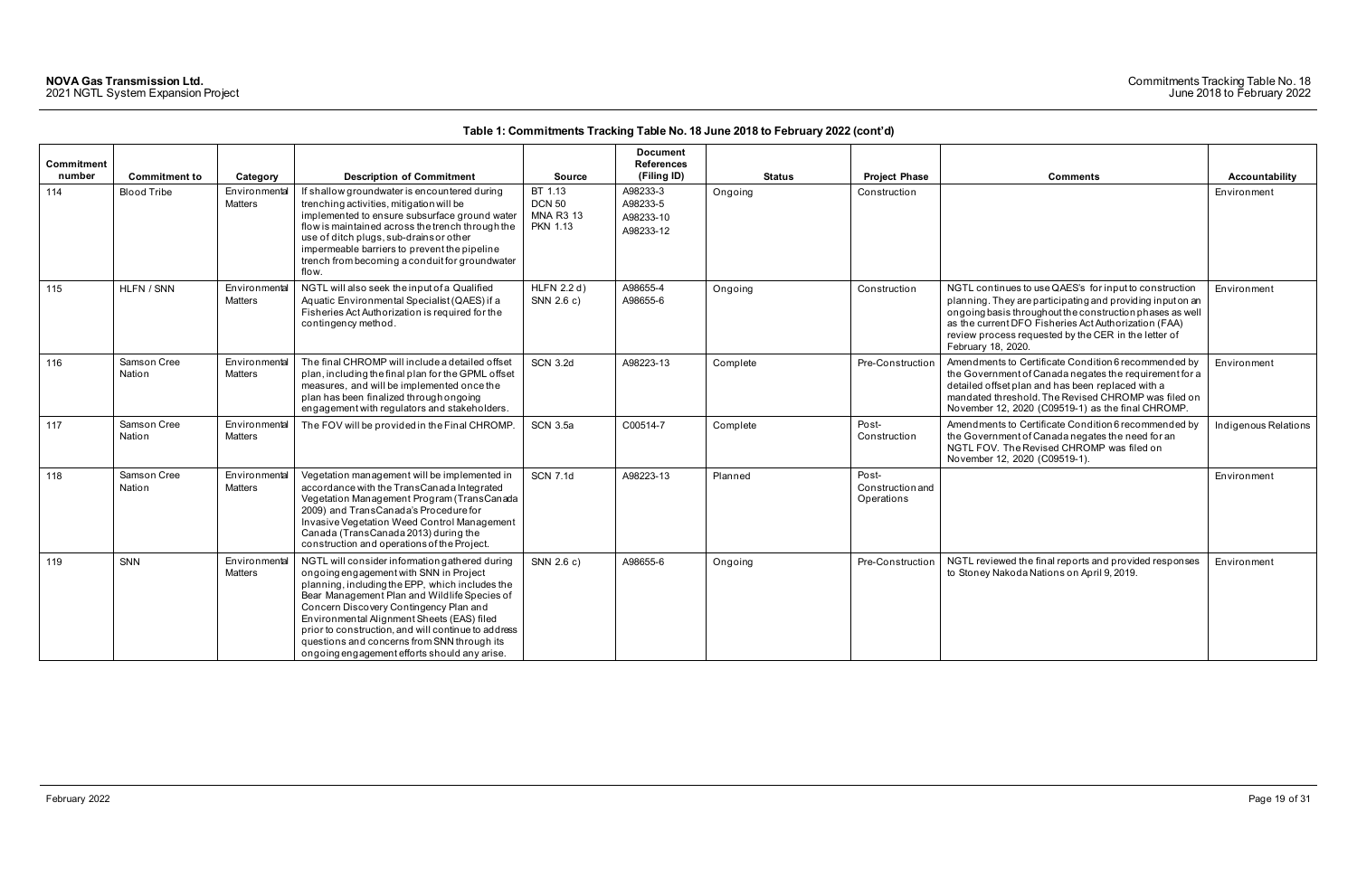**Table 1: Commitments Tracking Table No. 18 June 2018 to February 2022 (cont'd)**

| Commitment number | Commitment to | Category | Description of Commitment | Source | Document References (Filing ID) | Status | Project Phase | Comments | Accountability |
|---|---|---|---|---|---|---|---|---|---|
| 114 | Blood Tribe | Environmental Matters | If shallow groundwater is encountered during trenching activities, mitigation will be implemented to ensure subsurface ground water flow is maintained across the trench through the use of ditch plugs, sub-drains or other impermeable barriers to prevent the pipeline trench from becoming a conduit for groundwater flow. | BT 1.13<br>DCN 50<br>MNA R3 13<br>PKN 1.13 | A98233-3<br>A98233-5<br>A98233-10<br>A98233-12 | Ongoing | Construction | | Environment |
| 115 | HLFN / SNN | Environmental Matters | NGTL will also seek the input of a Qualified Aquatic Environmental Specialist (QAES) if a Fisheries Act Authorization is required for the contingency method. | HLFN 2.2 d)<br>SNN 2.6 c) | A98655-4<br>A98655-6 | Ongoing | Construction | NGTL continues to use QAES's for input to construction planning. They are participating and providing input on an ongoing basis throughout the construction phases as well as the current DFO Fisheries Act Authorization (FAA) review process requested by the CER in the letter of February 18, 2020. | Environment |
| 116 | Samson Cree Nation | Environmental Matters | The final CHROMP will include a detailed offset plan, including the final plan for the GPML offset measures, and will be implemented once the plan has been finalized through ongoing engagement with regulators and stakeholders. | SCN 3.2d | A98223-13 | Complete | Pre-Construction | Amendments to Certificate Condition 6 recommended by the Government of Canada negates the requirement for a detailed offset plan and has been replaced with a mandated threshold. The Revised CHROMP was filed on November 12, 2020 (C09519-1) as the final CHROMP. | Environment |
| 117 | Samson Cree Nation | Environmental Matters | The FOV will be provided in the Final CHROMP. | SCN 3.5a | C00514-7 | Complete | Post-Construction | Amendments to Certificate Condition 6 recommended by the Government of Canada negates the need for an NGTL FOV. The Revised CHROMP was filed on November 12, 2020 (C09519-1). | Indigenous Relations |
| 118 | Samson Cree Nation | Environmental Matters | Vegetation management will be implemented in accordance with the TransCanada Integrated Vegetation Management Program (TransCanada 2009) and TransCanada's Procedure for Invasive Vegetation Weed Control Management Canada (TransCanada 2013) during the construction and operations of the Project. | SCN 7.1d | A98223-13 | Planned | Post-Construction and Operations | | Environment |
| 119 | SNN | Environmental Matters | NGTL will consider information gathered during ongoing engagement with SNN in Project planning, including the EPP, which includes the Bear Management Plan and Wildlife Species of Concern Discovery Contingency Plan and Environmental Alignment Sheets (EAS) filed prior to construction, and will continue to address questions and concerns from SNN through its ongoing engagement efforts should any arise. | SNN 2.6 c) | A98655-6 | Ongoing | Pre-Construction | NGTL reviewed the final reports and provided responses to Stoney Nakoda Nations on April 9, 2019. | Environment |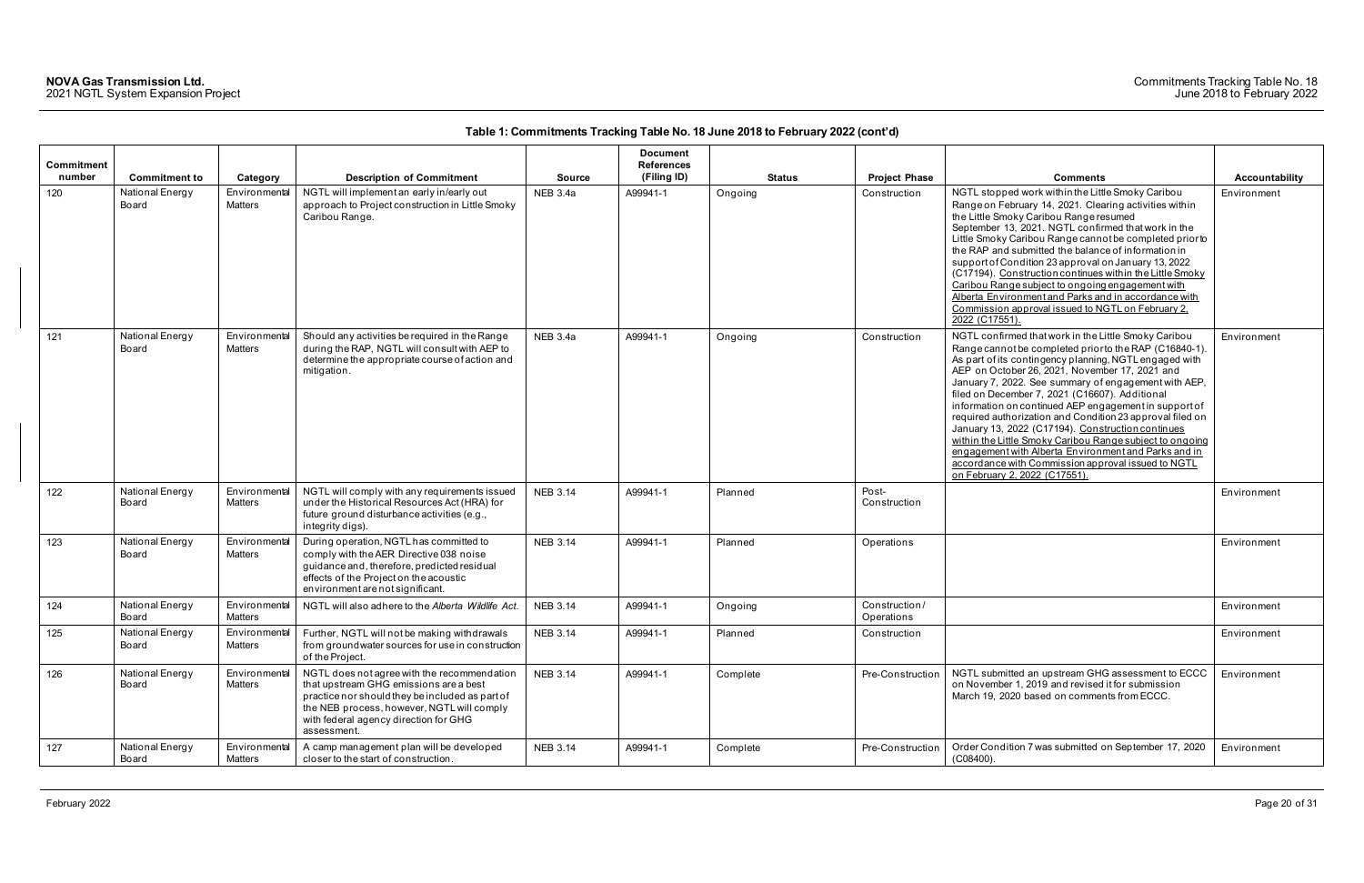**Table 1: Commitments Tracking Table No. 18 June 2018 to February 2022 (cont'd)**

| Commitment number | Commitment to | Category | Description of Commitment | Source | Document References (Filing ID) | Status | Project Phase | Comments | Accountability |
|---|---|---|---|---|---|---|---|---|---|
| 120 | National Energy Board | Environmental Matters | NGTL will implement an early in/early out approach to Project construction in Little Smoky Caribou Range. | NEB 3.4a | A99941-1 | Ongoing | Construction | NGTL stopped work within the Little Smoky Caribou Range on February 14, 2021. Clearing activities within the Little Smoky Caribou Range resumed September 13, 2021. NGTL confirmed that work in the Little Smoky Caribou Range cannot be completed prior to the RAP and submitted the balance of information in support of Condition 23 approval on January 13, 2022 (C17194). Construction continues within the Little Smoky Caribou Range subject to ongoing engagement with Alberta Environment and Parks and in accordance with Commission approval issued to NGTL on February 2, 2022 (C17551). | Environment |
| 121 | National Energy Board | Environmental Matters | Should any activities be required in the Range during the RAP, NGTL will consult with AEP to determine the appropriate course of action and mitigation. | NEB 3.4a | A99941-1 | Ongoing | Construction | NGTL confirmed that work in the Little Smoky Caribou Range cannot be completed prior to the RAP (C16840-1). As part of its contingency planning, NGTL engaged with AEP on October 26, 2021, November 17, 2021 and January 7, 2022. See summary of engagement with AEP, filed on December 7, 2021 (C16607). Additional information on continued AEP engagement in support of required authorization and Condition 23 approval filed on January 13, 2022 (C17194). Construction continues within the Little Smoky Caribou Range subject to ongoing engagement with Alberta Environment and Parks and in accordance with Commission approval issued to NGTL on February 2, 2022 (C17551). | Environment |
| 122 | National Energy Board | Environmental Matters | NGTL will comply with any requirements issued under the Historical Resources Act (HRA) for future ground disturbance activities (e.g., integrity digs). | NEB 3.14 | A99941-1 | Planned | Post-Construction | | Environment |
| 123 | National Energy Board | Environmental Matters | During operation, NGTL has committed to comply with the AER Directive 038 noise guidance and, therefore, predicted residual effects of the Project on the acoustic environment are not significant. | NEB 3.14 | A99941-1 | Planned | Operations | | Environment |
| 124 | National Energy Board | Environmental Matters | NGTL will also adhere to the *Alberta Wildlife Act*. | NEB 3.14 | A99941-1 | Ongoing | Construction / Operations | | Environment |
| 125 | National Energy Board | Environmental Matters | Further, NGTL will not be making withdrawals from groundwater sources for use in construction of the Project. | NEB 3.14 | A99941-1 | Planned | Construction | | Environment |
| 126 | National Energy Board | Environmental Matters | NGTL does not agree with the recommendation that upstream GHG emissions are a best practice nor should they be included as part of the NEB process, however, NGTL will comply with federal agency direction for GHG assessment. | NEB 3.14 | A99941-1 | Complete | Pre-Construction | NGTL submitted an upstream GHG assessment to ECCC on November 1, 2019 and revised it for submission March 19, 2020 based on comments from ECCC. | Environment |
| 127 | National Energy Board | Environmental Matters | A camp management plan will be developed closer to the start of construction. | NEB 3.14 | A99941-1 | Complete | Pre-Construction | Order Condition 7 was submitted on September 17, 2020 (C08400). | Environment |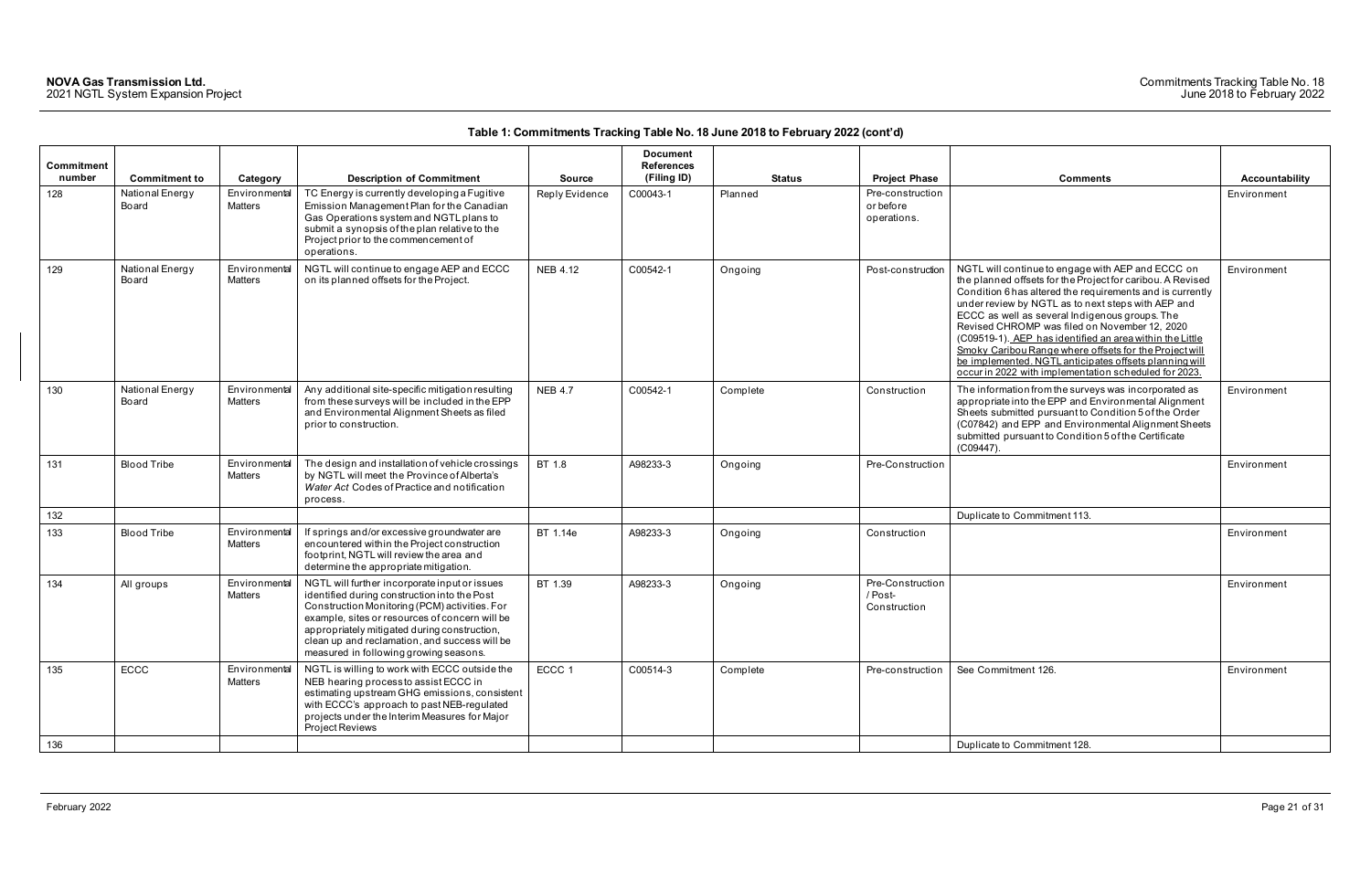**Table 1: Commitments Tracking Table No. 18 June 2018 to February 2022 (cont'd)**

| Commitment number | Commitment to | Category | Description of Commitment | Source | Document References (Filing ID) | Status | Project Phase | Comments | Accountability |
|---|---|---|---|---|---|---|---|---|---|
| 128 | National Energy Board | Environmental Matters | TC Energy is currently developing a Fugitive Emission Management Plan for the Canadian Gas Operations system and NGTL plans to submit a synopsis of the plan relative to the Project prior to the commencement of operations. | Reply Evidence | C00043-1 | Planned | Pre-construction or before operations. | | Environment |
| 129 | National Energy Board | Environmental Matters | NGTL will continue to engage AEP and ECCC on its planned offsets for the Project. | NEB 4.12 | C00542-1 | Ongoing | Post-construction | NGTL will continue to engage with AEP and ECCC on the planned offsets for the Project for caribou. A Revised Condition 6 has altered the requirements and is currently under review by NGTL as to next steps with AEP and ECCC as well as several Indigenous groups. The Revised CHROMP was filed on November 12, 2020 (C09519-1). AEP has identified an area within the Little Smoky Caribou Range where offsets for the Project will be implemented. NGTL anticipates offsets planning will occur in 2022 with implementation scheduled for 2023. | Environment |
| 130 | National Energy Board | Environmental Matters | Any additional site-specific mitigation resulting from these surveys will be included in the EPP and Environmental Alignment Sheets as filed prior to construction. | NEB 4.7 | C00542-1 | Complete | Construction | The information from the surveys was incorporated as appropriate into the EPP and Environmental Alignment Sheets submitted pursuant to Condition 5 of the Order (C07842) and EPP and Environmental Alignment Sheets submitted pursuant to Condition 5 of the Certificate (C09447). | Environment |
| 131 | Blood Tribe | Environmental Matters | The design and installation of vehicle crossings by NGTL will meet the Province of Alberta's *Water Act* Codes of Practice and notification process. | BT 1.8 | A98233-3 | Ongoing | Pre-Construction | | Environment |
| 132 | | | | | | | | Duplicate to Commitment 113. | |
| 133 | Blood Tribe | Environmental Matters | If springs and/or excessive groundwater are encountered within the Project construction footprint, NGTL will review the area and determine the appropriate mitigation. | BT 1.14e | A98233-3 | Ongoing | Construction | | Environment |
| 134 | All groups | Environmental Matters | NGTL will further incorporate input or issues identified during construction into the Post Construction Monitoring (PCM) activities. For example, sites or resources of concern will be appropriately mitigated during construction, clean up and reclamation, and success will be measured in following growing seasons. | BT 1.39 | A98233-3 | Ongoing | Pre-Construction / Post-Construction | | Environment |
| 135 | ECCC | Environmental Matters | NGTL is willing to work with ECCC outside the NEB hearing process to assist ECCC in estimating upstream GHG emissions, consistent with ECCC's approach to past NEB-regulated projects under the Interim Measures for Major Project Reviews | ECCC 1 | C00514-3 | Complete | Pre-construction | See Commitment 126. | Environment |
| 136 | | | | | | | | Duplicate to Commitment 128. | |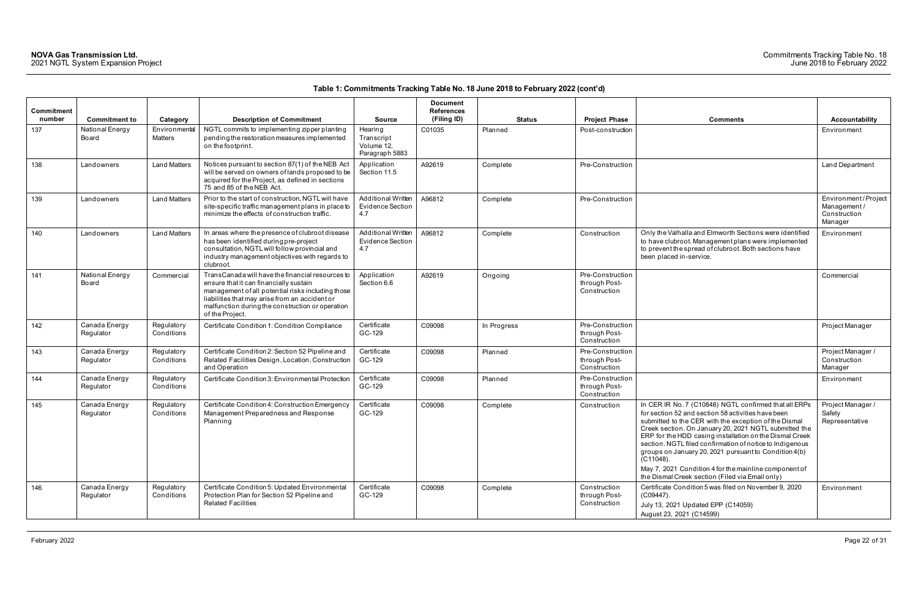**Table 1: Commitments Tracking Table No. 18 June 2018 to February 2022 (cont'd)**

| Commitment number | Commitment to | Category | Description of Commitment | Source | Document References (Filing ID) | Status | Project Phase | Comments | Accountability |
|---|---|---|---|---|---|---|---|---|---|
| 137 | National Energy Board | Environmental Matters | NGTL commits to implementing zipper planting pending the restoration measures implemented on the footprint. | Hearing Transcript Volume 12, Paragraph 5883 | C01035 | Planned | Post-construction | | Environment |
| 138 | Landowners | Land Matters | Notices pursuant to section 87(1) of the NEB Act will be served on owners of lands proposed to be acquired for the Project, as defined in sections 75 and 85 of the NEB Act. | Application Section 11.5 | A92619 | Complete | Pre-Construction | | Land Department |
| 139 | Landowners | Land Matters | Prior to the start of construction, NGTL will have site-specific traffic management plans in place to minimize the effects of construction traffic. | Additional Written Evidence Section 4.7 | A96812 | Complete | Pre-Construction | | Environment / Project Management / Construction Manager |
| 140 | Landowners | Land Matters | In areas where the presence of clubroot disease has been identified during pre-project consultation, NGTL will follow provincial and industry management objectives with regards to clubroot. | Additional Written Evidence Section 4.7 | A96812 | Complete | Construction | Only the Valhalla and Elmworth Sections were identified to have clubroot. Management plans were implemented to prevent the spread of clubroot. Both sections have been placed in-service. | Environment |
| 141 | National Energy Board | Commercial | TransCanada will have the financial resources to ensure that it can financially sustain management of all potential risks including those liabilities that may arise from an accident or malfunction during the construction or operation of the Project. | Application Section 6.6 | A92619 | Ongoing | Pre-Construction through Post-Construction | | Commercial |
| 142 | Canada Energy Regulator | Regulatory Conditions | Certificate Condition 1: Condition Compliance | Certificate GC-129 | C09098 | In Progress | Pre-Construction through Post-Construction | | Project Manager |
| 143 | Canada Energy Regulator | Regulatory Conditions | Certificate Condition 2: Section 52 Pipeline and Related Facilities Design, Location, Construction and Operation | Certificate GC-129 | C09098 | Planned | Pre-Construction through Post-Construction | | Project Manager / Construction Manager |
| 144 | Canada Energy Regulator | Regulatory Conditions | Certificate Condition 3: Environmental Protection | Certificate GC-129 | C09098 | Planned | Pre-Construction through Post-Construction | | Environment |
| 145 | Canada Energy Regulator | Regulatory Conditions | Certificate Condition 4: Construction Emergency Management Preparedness and Response Planning | Certificate GC-129 | C09098 | Complete | Construction | In CER IR No. 7 (C10848) NGTL confirmed that all ERPs for section 52 and section 58 activities have been submitted to the CER with the exception of the Dismal Creek section. On January 20, 2021 NGTL submitted the ERP for the HDD casing installation on the Dismal Creek section. NGTL filed confirmation of notice to Indigenous groups on January 20, 2021 pursuant to Condition 4(b) (C11048).<br><br>May 7, 2021 Condition 4 for the mainline component of the Dismal Creek section (Filed via Email only) | Project Manager / Safety Representative |
| 146 | Canada Energy Regulator | Regulatory Conditions | Certificate Condition 5: Updated Environmental Protection Plan for Section 52 Pipeline and Related Facilities | Certificate GC-129 | C09098 | Complete | Construction through Post-Construction | Certificate Condition 5 was filed on November 9, 2020 (C09447).<br><br>July 13, 2021 Updated EPP (C14059)<br><br>August 23, 2021 (C14599) | Environment |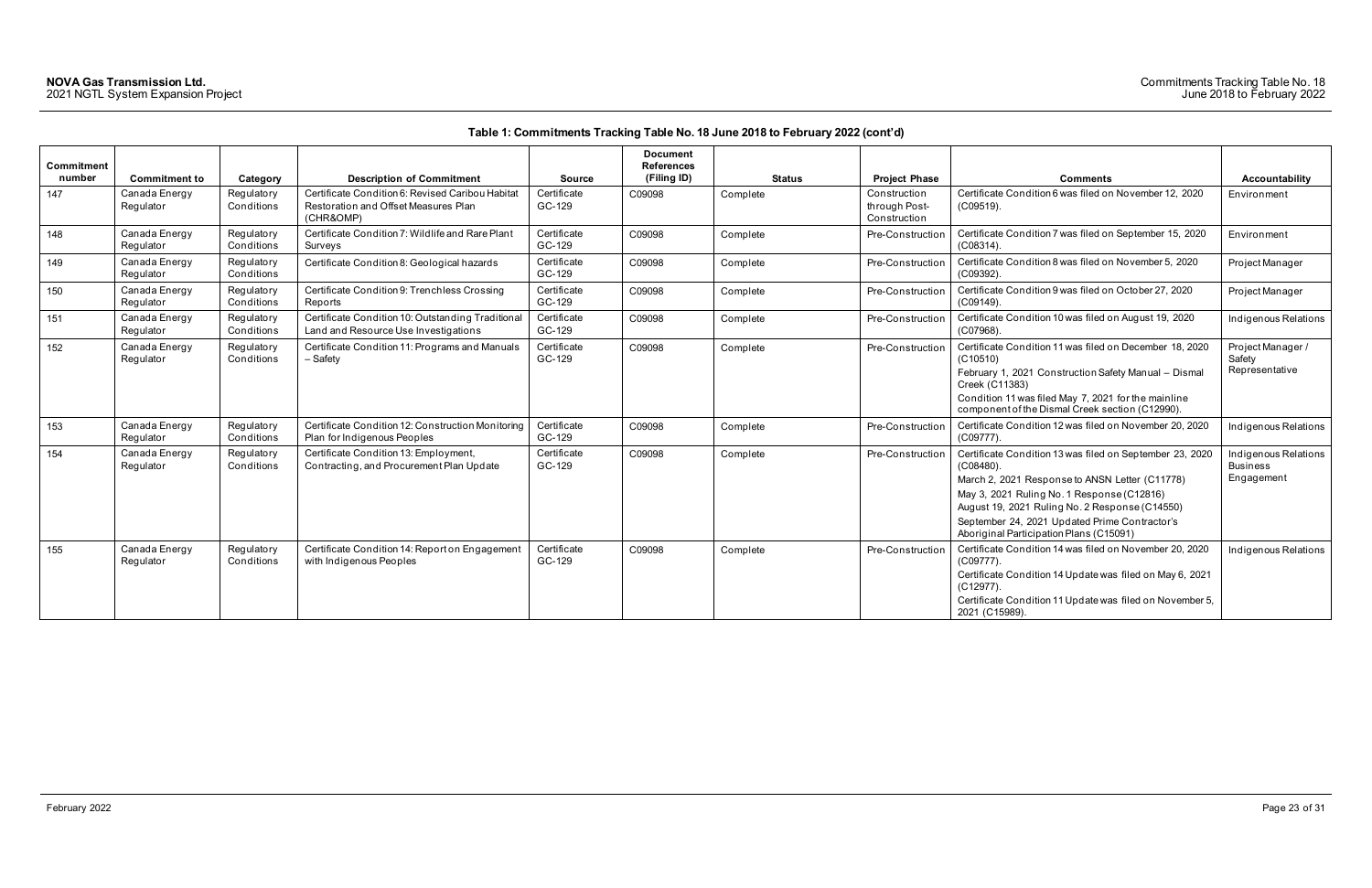**Table 1: Commitments Tracking Table No. 18 June 2018 to February 2022 (cont'd)**

| Commitment number | Commitment to | Category | Description of Commitment | Source | Document References (Filing ID) | Status | Project Phase | Comments | Accountability |
|---|---|---|---|---|---|---|---|---|---|
| 147 | Canada Energy Regulator | Regulatory Conditions | Certificate Condition 6: Revised Caribou Habitat Restoration and Offset Measures Plan (CHR&OMP) | Certificate GC-129 | C09098 | Complete | Construction through Post-Construction | Certificate Condition 6 was filed on November 12, 2020 (C09519). | Environment |
| 148 | Canada Energy Regulator | Regulatory Conditions | Certificate Condition 7: Wildlife and Rare Plant Surveys | Certificate GC-129 | C09098 | Complete | Pre-Construction | Certificate Condition 7 was filed on September 15, 2020 (C08314). | Environment |
| 149 | Canada Energy Regulator | Regulatory Conditions | Certificate Condition 8: Geological hazards | Certificate GC-129 | C09098 | Complete | Pre-Construction | Certificate Condition 8 was filed on November 5, 2020 (C09392). | Project Manager |
| 150 | Canada Energy Regulator | Regulatory Conditions | Certificate Condition 9: Trenchless Crossing Reports | Certificate GC-129 | C09098 | Complete | Pre-Construction | Certificate Condition 9 was filed on October 27, 2020 (C09149). | Project Manager |
| 151 | Canada Energy Regulator | Regulatory Conditions | Certificate Condition 10: Outstanding Traditional Land and Resource Use Investigations | Certificate GC-129 | C09098 | Complete | Pre-Construction | Certificate Condition 10 was filed on August 19, 2020 (C07968). | Indigenous Relations |
| 152 | Canada Energy Regulator | Regulatory Conditions | Certificate Condition 11: Programs and Manuals – Safety | Certificate GC-129 | C09098 | Complete | Pre-Construction | Certificate Condition 11 was filed on December 18, 2020 (C10510)<br>February 1, 2021 Construction Safety Manual – Dismal Creek (C11383)<br>Condition 11 was filed May 7, 2021 for the mainline component of the Dismal Creek section (C12990). | Project Manager / Safety Representative |
| 153 | Canada Energy Regulator | Regulatory Conditions | Certificate Condition 12: Construction Monitoring Plan for Indigenous Peoples | Certificate GC-129 | C09098 | Complete | Pre-Construction | Certificate Condition 12 was filed on November 20, 2020 (C09777). | Indigenous Relations |
| 154 | Canada Energy Regulator | Regulatory Conditions | Certificate Condition 13: Employment, Contracting, and Procurement Plan Update | Certificate GC-129 | C09098 | Complete | Pre-Construction | Certificate Condition 13 was filed on September 23, 2020 (C08480).<br>March 2, 2021 Response to ANSN Letter (C11778)<br>May 3, 2021 Ruling No. 1 Response (C12816)<br>August 19, 2021 Ruling No. 2 Response (C14550)<br>September 24, 2021 Updated Prime Contractor's Aboriginal Participation Plans (C15091) | Indigenous Relations Business Engagement |
| 155 | Canada Energy Regulator | Regulatory Conditions | Certificate Condition 14: Report on Engagement with Indigenous Peoples | Certificate GC-129 | C09098 | Complete | Pre-Construction | Certificate Condition 14 was filed on November 20, 2020 (C09777).<br>Certificate Condition 14 Update was filed on May 6, 2021 (C12977).<br>Certificate Condition 11 Update was filed on November 5, 2021 (C15989). | Indigenous Relations |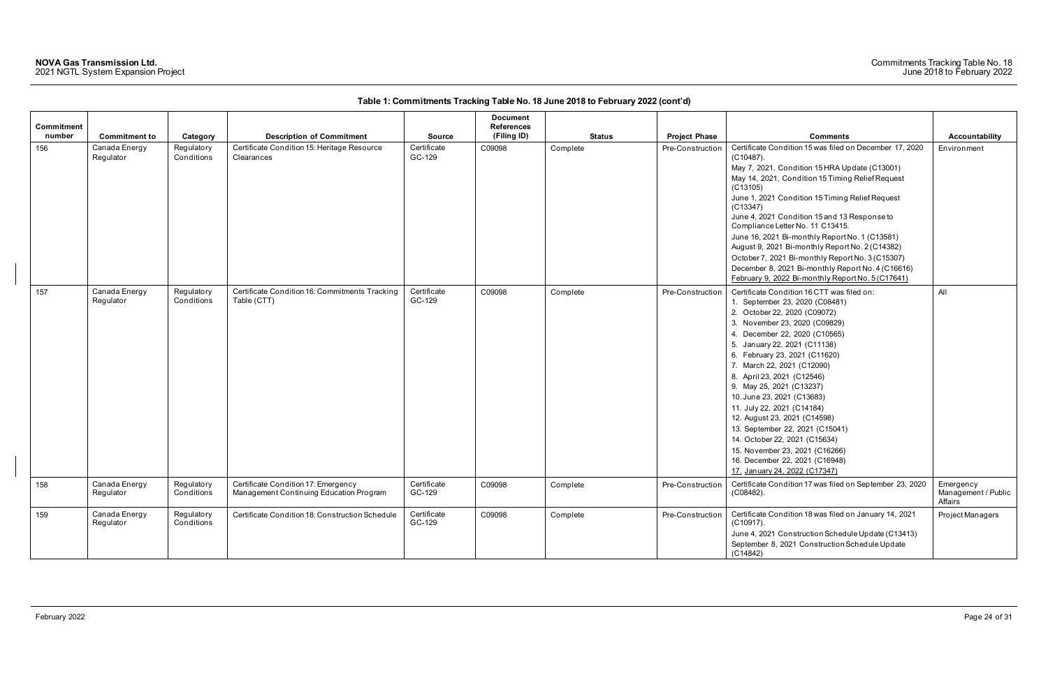**Table 1: Commitments Tracking Table No. 18 June 2018 to February 2022 (cont'd)**

| Commitment number | Commitment to | Category | Description of Commitment | Source | Document References (Filing ID) | Status | Project Phase | Comments | Accountability |
|---|---|---|---|---|---|---|---|---|---|
| 156 | Canada Energy Regulator | Regulatory Conditions | Certificate Condition 15: Heritage Resource Clearances | Certificate GC-129 | C09098 | Complete | Pre-Construction | Certificate Condition 15 was filed on December 17, 2020 (C10487).<br>May 7, 2021, Condition 15 HRA Update (C13001)<br>May 14, 2021, Condition 15 Timing Relief Request (C13105)<br>June 1, 2021 Condition 15 Timing Relief Request (C13347)<br>June 4, 2021 Condition 15 and 13 Response to Compliance Letter No. 11 C13415.<br>June 16, 2021 Bi-monthly Report No. 1 (C13581)<br>August 9, 2021 Bi-monthly Report No. 2 (C14382)<br>October 7, 2021 Bi-monthly Report No. 3 (C15307)<br>December 8, 2021 Bi-monthly Report No. 4 (C16616)<br>February 9, 2022 Bi-monthly Report No. 5 (C17641) | Environment |
| 157 | Canada Energy Regulator | Regulatory Conditions | Certificate Condition 16: Commitments Tracking Table (CTT) | Certificate GC-129 | C09098 | Complete | Pre-Construction | Certificate Condition 16 CTT was filed on:<br>1. September 23, 2020 (C08481)<br>2. October 22, 2020 (C09072)<br>3. November 23, 2020 (C09829)<br>4. December 22, 2020 (C10565)<br>5. January 22, 2021 (C11138)<br>6. February 23, 2021 (C11620)<br>7. March 22, 2021 (C12090)<br>8. April 23, 2021 (C12546)<br>9. May 25, 2021 (C13237)<br>10. June 23, 2021 (C13683)<br>11. July 22, 2021 (C14184)<br>12. August 23, 2021 (C14598)<br>13. September 22, 2021 (C15041)<br>14. October 22, 2021 (C15634)<br>15. November 23, 2021 (C16266)<br>16. December 22, 2021 (C16948)<br>17. January 24, 2022 (C17347) | All |
| 158 | Canada Energy Regulator | Regulatory Conditions | Certificate Condition 17: Emergency Management Continuing Education Program | Certificate GC-129 | C09098 | Complete | Pre-Construction | Certificate Condition 17 was filed on September 23, 2020 (C08482). | Emergency Management / Public Affairs |
| 159 | Canada Energy Regulator | Regulatory Conditions | Certificate Condition 18: Construction Schedule | Certificate GC-129 | C09098 | Complete | Pre-Construction | Certificate Condition 18 was filed on January 14, 2021 (C10917).<br>June 4, 2021 Construction Schedule Update (C13413)<br>September 8, 2021 Construction Schedule Update (C14842) | Project Managers |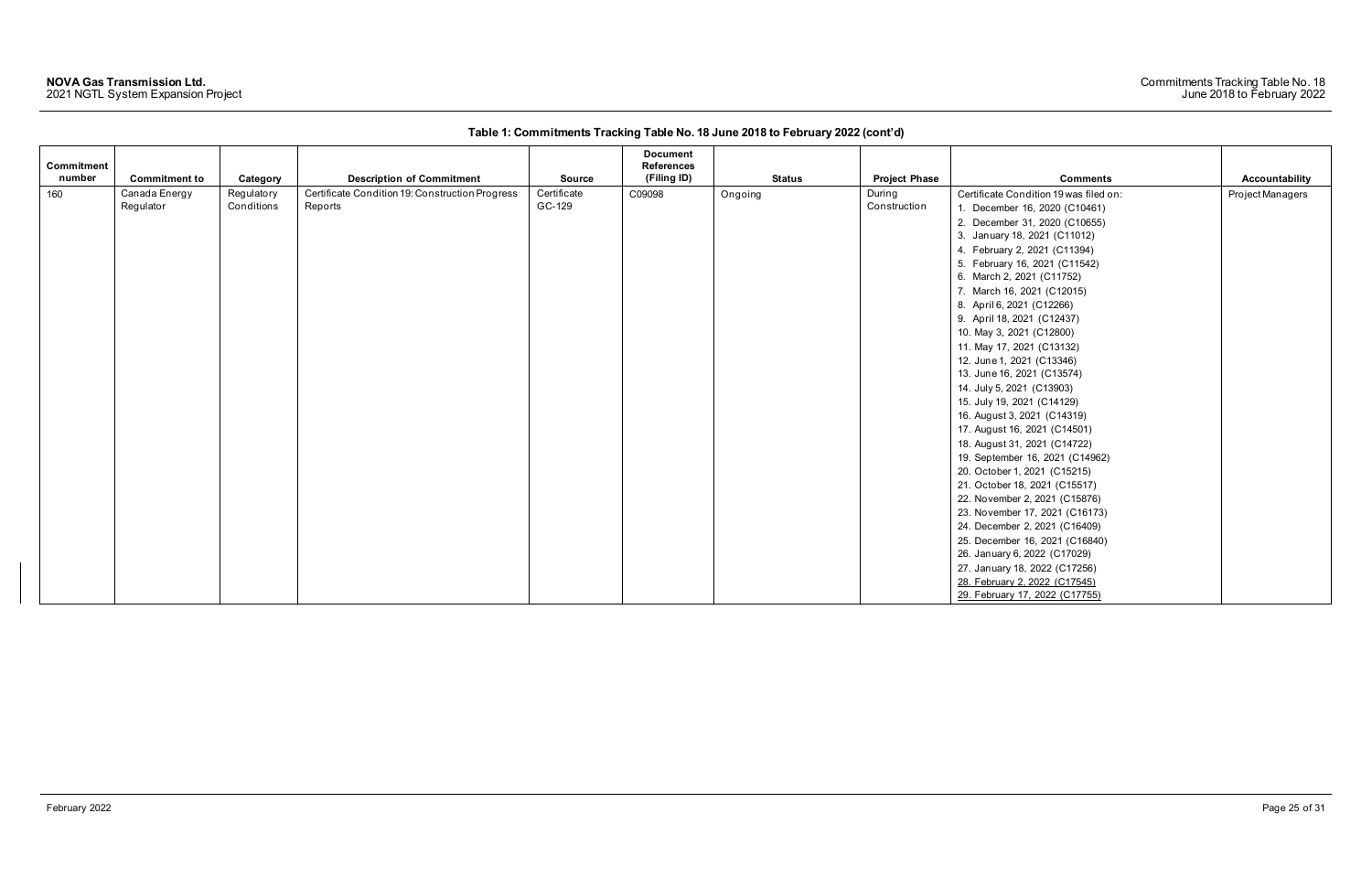**Table 1: Commitments Tracking Table No. 18 June 2018 to February 2022 (cont'd)**

| Commitment number | Commitment to | Category | Description of Commitment | Source | Document References (Filing ID) | Status | Project Phase | Comments | Accountability |
|---|---|---|---|---|---|---|---|---|---|
| 160 | Canada Energy Regulator | Regulatory Conditions | Certificate Condition 19: Construction Progress Reports | Certificate GC-129 | C09098 | Ongoing | During Construction | Certificate Condition 19 was filed on:<br>1. December 16, 2020 (C10461)<br>2. December 31, 2020 (C10655)<br>3. January 18, 2021 (C11012)<br>4. February 2, 2021 (C11394)<br>5. February 16, 2021 (C11542)<br>6. March 2, 2021 (C11752)<br>7. March 16, 2021 (C12015)<br>8. April 6, 2021 (C12266)<br>9. April 18, 2021 (C12437)<br>10. May 3, 2021 (C12800)<br>11. May 17, 2021 (C13132)<br>12. June 1, 2021 (C13346)<br>13. June 16, 2021 (C13574)<br>14. July 5, 2021 (C13903)<br>15. July 19, 2021 (C14129)<br>16. August 3, 2021 (C14319)<br>17. August 16, 2021 (C14501)<br>18. August 31, 2021 (C14722)<br>19. September 16, 2021 (C14962)<br>20. October 1, 2021 (C15215)<br>21. October 18, 2021 (C15517)<br>22. November 2, 2021 (C15876)<br>23. November 17, 2021 (C16173)<br>24. December 2, 2021 (C16409)<br>25. December 16, 2021 (C16840)<br>26. January 6, 2022 (C17029)<br>27. January 18, 2022 (C17256)<br>28. February 2, 2022 (C17545)<br>29. February 17, 2022 (C17755) | Project Managers |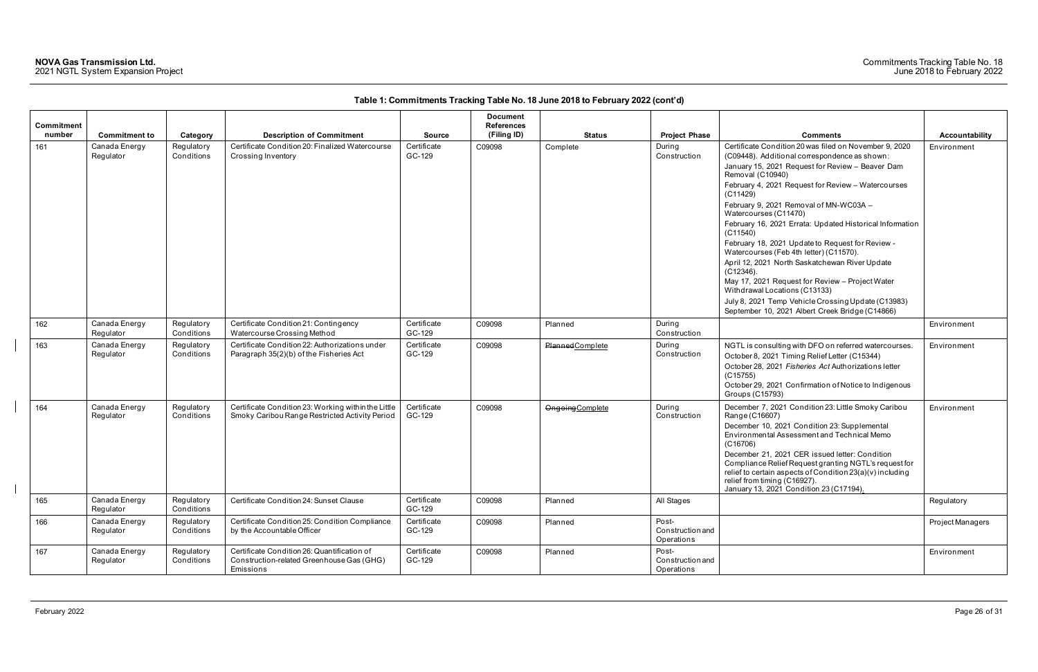**Table 1: Commitments Tracking Table No. 18 June 2018 to February 2022 (cont'd)**

| Commitment number | Commitment to | Category | Description of Commitment | Source | Document References (Filing ID) | Status | Project Phase | Comments | Accountability |
|---|---|---|---|---|---|---|---|---|---|
| 161 | Canada Energy Regulator | Regulatory Conditions | Certificate Condition 20: Finalized Watercourse Crossing Inventory | Certificate GC-129 | C09098 | Complete | During Construction | Certificate Condition 20 was filed on November 9, 2020 (C09448). Additional correspondence as shown:<br>January 15, 2021 Request for Review – Beaver Dam Removal (C10940)<br>February 4, 2021 Request for Review – Watercourses (C11429)<br>February 9, 2021 Removal of MN-WC03A – Watercourses (C11470)<br>February 16, 2021 Errata: Updated Historical Information (C11540)<br>February 18, 2021 Update to Request for Review - Watercourses (Feb 4th letter) (C11570).<br>April 12, 2021 North Saskatchewan River Update (C12346).<br>May 17, 2021 Request for Review – Project Water Withdrawal Locations (C13133)<br>July 8, 2021 Temp Vehicle Crossing Update (C13983)<br>September 10, 2021 Albert Creek Bridge (C14866) | Environment |
| 162 | Canada Energy Regulator | Regulatory Conditions | Certificate Condition 21: Contingency Watercourse Crossing Method | Certificate GC-129 | C09098 | Planned | During Construction | | Environment |
| 163 | Canada Energy Regulator | Regulatory Conditions | Certificate Condition 22: Authorizations under Paragraph 35(2)(b) of the Fisheries Act | Certificate GC-129 | C09098 | ~~Planned~~Complete | During Construction | NGTL is consulting with DFO on referred watercourses.<br>October 8, 2021 Timing Relief Letter (C15344)<br>October 28, 2021 *Fisheries Act* Authorizations letter (C15755)<br>October 29, 2021 Confirmation of Notice to Indigenous Groups (C15793) | Environment |
| 164 | Canada Energy Regulator | Regulatory Conditions | Certificate Condition 23: Working within the Little Smoky Caribou Range Restricted Activity Period | Certificate GC-129 | C09098 | ~~Ongoing~~Complete | During Construction | December 7, 2021 Condition 23: Little Smoky Caribou Range (C16607)<br>December 10, 2021 Condition 23: Supplemental Environmental Assessment and Technical Memo (C16706)<br>December 21, 2021 CER issued letter: Condition Compliance Relief Request granting NGTL's request for relief to certain aspects of Condition 23(a)(v) including relief from timing (C16927).<br>January 13, 2021 Condition 23 (C17194). | Environment |
| 165 | Canada Energy Regulator | Regulatory Conditions | Certificate Condition 24: Sunset Clause | Certificate GC-129 | C09098 | Planned | All Stages | | Regulatory |
| 166 | Canada Energy Regulator | Regulatory Conditions | Certificate Condition 25: Condition Compliance by the Accountable Officer | Certificate GC-129 | C09098 | Planned | Post-Construction and Operations | | Project Managers |
| 167 | Canada Energy Regulator | Regulatory Conditions | Certificate Condition 26: Quantification of Construction-related Greenhouse Gas (GHG) Emissions | Certificate GC-129 | C09098 | Planned | Post-Construction and Operations | | Environment |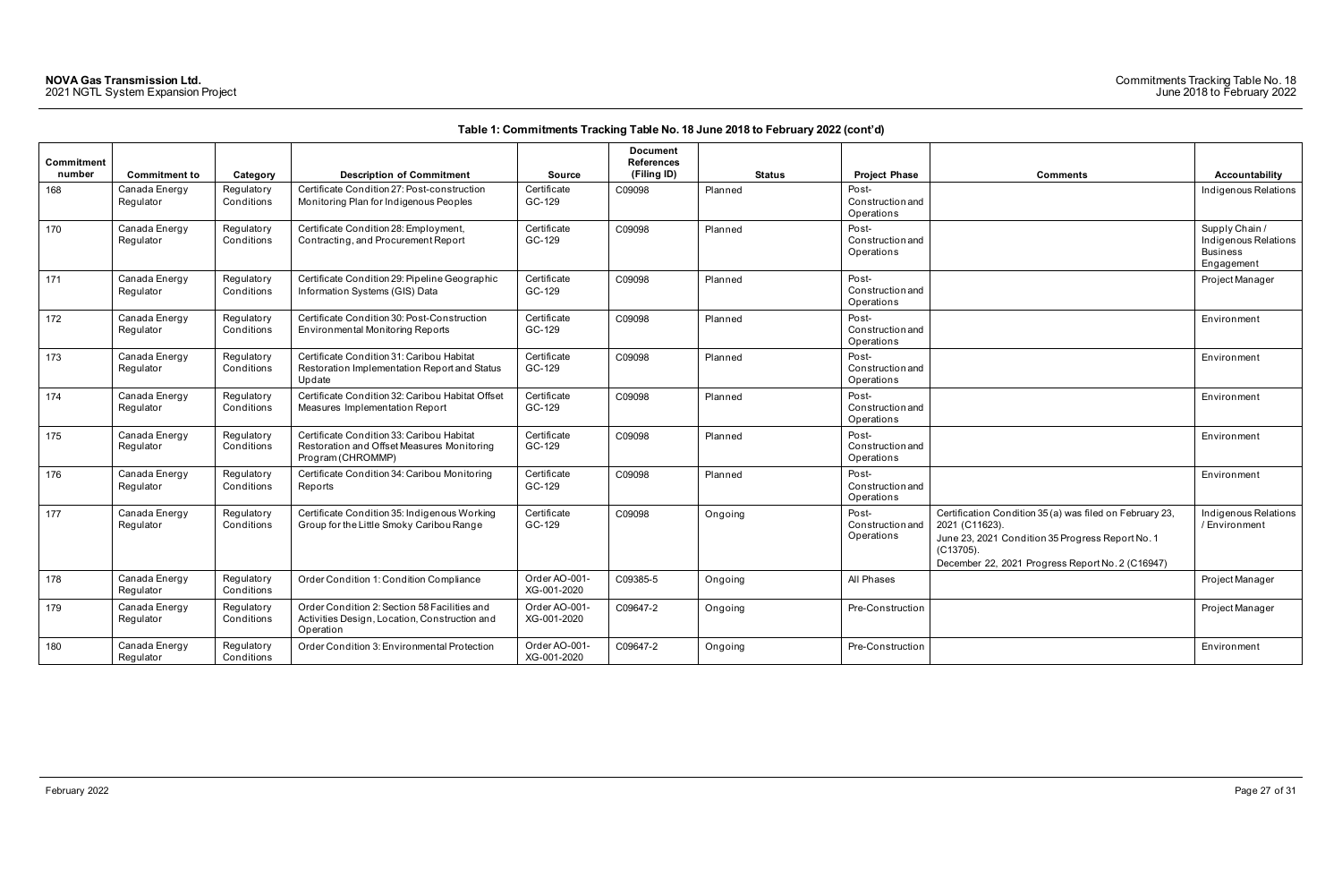**Table 1: Commitments Tracking Table No. 18 June 2018 to February 2022 (cont'd)**

| Commitment number | Commitment to | Category | Description of Commitment | Source | Document References (Filing ID) | Status | Project Phase | Comments | Accountability |
|---|---|---|---|---|---|---|---|---|---|
| 168 | Canada Energy Regulator | Regulatory Conditions | Certificate Condition 27: Post-construction Monitoring Plan for Indigenous Peoples | Certificate GC-129 | C09098 | Planned | Post-Construction and Operations | | Indigenous Relations |
| 170 | Canada Energy Regulator | Regulatory Conditions | Certificate Condition 28: Employment, Contracting, and Procurement Report | Certificate GC-129 | C09098 | Planned | Post-Construction and Operations | | Supply Chain / Indigenous Relations Business Engagement |
| 171 | Canada Energy Regulator | Regulatory Conditions | Certificate Condition 29: Pipeline Geographic Information Systems (GIS) Data | Certificate GC-129 | C09098 | Planned | Post-Construction and Operations | | Project Manager |
| 172 | Canada Energy Regulator | Regulatory Conditions | Certificate Condition 30: Post-Construction Environmental Monitoring Reports | Certificate GC-129 | C09098 | Planned | Post-Construction and Operations | | Environment |
| 173 | Canada Energy Regulator | Regulatory Conditions | Certificate Condition 31: Caribou Habitat Restoration Implementation Report and Status Update | Certificate GC-129 | C09098 | Planned | Post-Construction and Operations | | Environment |
| 174 | Canada Energy Regulator | Regulatory Conditions | Certificate Condition 32: Caribou Habitat Offset Measures Implementation Report | Certificate GC-129 | C09098 | Planned | Post-Construction and Operations | | Environment |
| 175 | Canada Energy Regulator | Regulatory Conditions | Certificate Condition 33: Caribou Habitat Restoration and Offset Measures Monitoring Program (CHROMMP) | Certificate GC-129 | C09098 | Planned | Post-Construction and Operations | | Environment |
| 176 | Canada Energy Regulator | Regulatory Conditions | Certificate Condition 34: Caribou Monitoring Reports | Certificate GC-129 | C09098 | Planned | Post-Construction and Operations | | Environment |
| 177 | Canada Energy Regulator | Regulatory Conditions | Certificate Condition 35: Indigenous Working Group for the Little Smoky Caribou Range | Certificate GC-129 | C09098 | Ongoing | Post-Construction and Operations | Certification Condition 35 (a) was filed on February 23, 2021 (C11623).<br>June 23, 2021 Condition 35 Progress Report No. 1 (C13705).<br>December 22, 2021 Progress Report No. 2 (C16947) | Indigenous Relations / Environment |
| 178 | Canada Energy Regulator | Regulatory Conditions | Order Condition 1: Condition Compliance | Order AO-001-XG-001-2020 | C09385-5 | Ongoing | All Phases | | Project Manager |
| 179 | Canada Energy Regulator | Regulatory Conditions | Order Condition 2: Section 58 Facilities and Activities Design, Location, Construction and Operation | Order AO-001-XG-001-2020 | C09647-2 | Ongoing | Pre-Construction | | Project Manager |
| 180 | Canada Energy Regulator | Regulatory Conditions | Order Condition 3: Environmental Protection | Order AO-001-XG-001-2020 | C09647-2 | Ongoing | Pre-Construction | | Environment |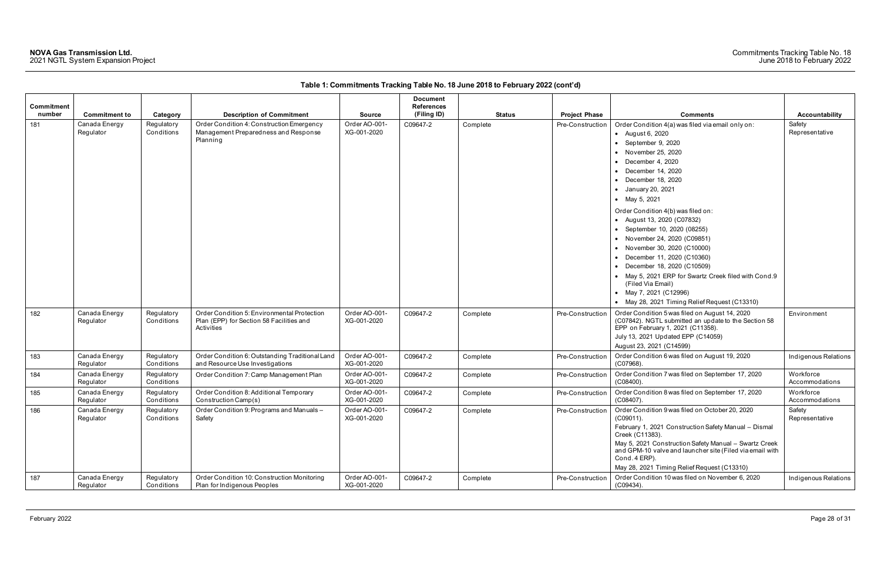**Table 1: Commitments Tracking Table No. 18 June 2018 to February 2022 (cont'd)**

| Commitment number | Commitment to | Category | Description of Commitment | Source | Document References (Filing ID) | Status | Project Phase | Comments | Accountability |
|---|---|---|---|---|---|---|---|---|---|
| 181 | Canada Energy Regulator | Regulatory Conditions | Order Condition 4: Construction Emergency Management Preparedness and Response Planning | Order AO-001-XG-001-2020 | C09647-2 | Complete | Pre-Construction | Order Condition 4(a) was filed via email only on:<br>• August 6, 2020<br>• September 9, 2020<br>• November 25, 2020<br>• December 4, 2020<br>• December 14, 2020<br>• December 18, 2020<br>• January 20, 2021<br>• May 5, 2021<br>Order Condition 4(b) was filed on:<br>• August 13, 2020 (C07832)<br>• September 10, 2020 (08255)<br>• November 24, 2020 (C09851)<br>• November 30, 2020 (C10000)<br>• December 11, 2020 (C10360)<br>• December 18, 2020 (C10509)<br>• May 5, 2021 ERP for Swartz Creek filed with Cond.9 (Filed Via Email)<br>• May 7, 2021 (C12996)<br>• May 28, 2021 Timing Relief Request (C13310) | Safety Representative |
| 182 | Canada Energy Regulator | Regulatory Conditions | Order Condition 5: Environmental Protection Plan (EPP) for Section 58 Facilities and Activities | Order AO-001-XG-001-2020 | C09647-2 | Complete | Pre-Construction | Order Condition 5 was filed on August 14, 2020 (C07842). NGTL submitted an update to the Section 58 EPP on February 1, 2021 (C11358).<br>July 13, 2021 Updated EPP (C14059)<br>August 23, 2021 (C14599) | Environment |
| 183 | Canada Energy Regulator | Regulatory Conditions | Order Condition 6: Outstanding Traditional Land and Resource Use Investigations | Order AO-001-XG-001-2020 | C09647-2 | Complete | Pre-Construction | Order Condition 6 was filed on August 19, 2020 (C07968). | Indigenous Relations |
| 184 | Canada Energy Regulator | Regulatory Conditions | Order Condition 7: Camp Management Plan | Order AO-001-XG-001-2020 | C09647-2 | Complete | Pre-Construction | Order Condition 7 was filed on September 17, 2020 (C08400). | Workforce Accommodations |
| 185 | Canada Energy Regulator | Regulatory Conditions | Order Condition 8: Additional Temporary Construction Camp(s) | Order AO-001-XG-001-2020 | C09647-2 | Complete | Pre-Construction | Order Condition 8 was filed on September 17, 2020 (C08407). | Workforce Accommodations |
| 186 | Canada Energy Regulator | Regulatory Conditions | Order Condition 9: Programs and Manuals – Safety | Order AO-001-XG-001-2020 | C09647-2 | Complete | Pre-Construction | Order Condition 9 was filed on October 20, 2020 (C09011).<br>February 1, 2021 Construction Safety Manual – Dismal Creek (C11383).<br>May 5, 2021 Construction Safety Manual – Swartz Creek and GPM-10 valve and launcher site (Filed via email with Cond. 4 ERP).<br>May 28, 2021 Timing Relief Request (C13310) | Safety Representative |
| 187 | Canada Energy Regulator | Regulatory Conditions | Order Condition 10: Construction Monitoring Plan for Indigenous Peoples | Order AO-001-XG-001-2020 | C09647-2 | Complete | Pre-Construction | Order Condition 10 was filed on November 6, 2020 (C09434). | Indigenous Relations |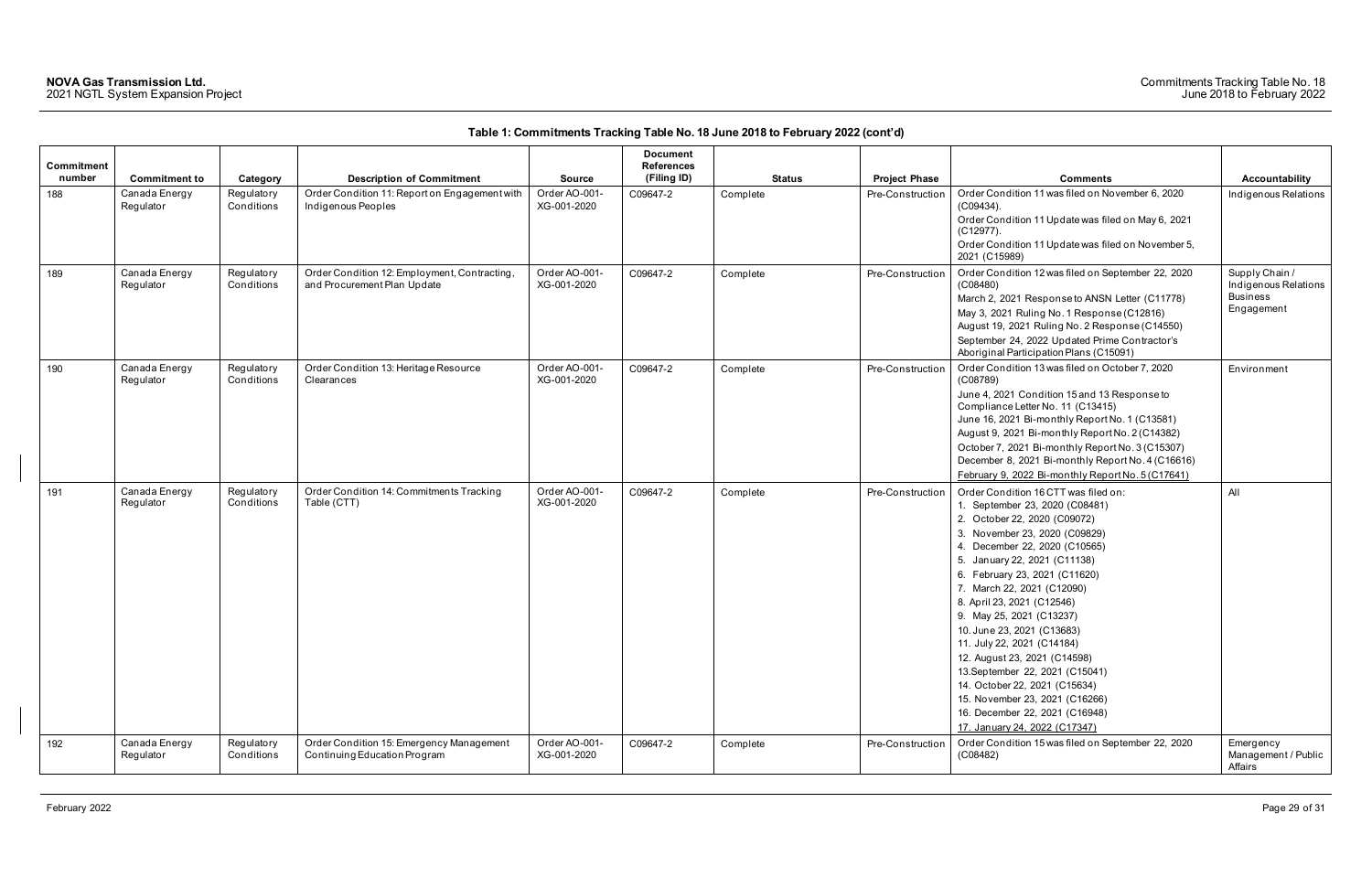**Table 1: Commitments Tracking Table No. 18 June 2018 to February 2022 (cont'd)**

| Commitment number | Commitment to | Category | Description of Commitment | Source | Document References (Filing ID) | Status | Project Phase | Comments | Accountability |
|---|---|---|---|---|---|---|---|---|---|
| 188 | Canada Energy Regulator | Regulatory Conditions | Order Condition 11: Report on Engagement with Indigenous Peoples | Order AO-001-XG-001-2020 | C09647-2 | Complete | Pre-Construction | Order Condition 11 was filed on November 6, 2020 (C09434).<br>Order Condition 11 Update was filed on May 6, 2021 (C12977).<br>Order Condition 11 Update was filed on November 5, 2021 (C15989) | Indigenous Relations |
| 189 | Canada Energy Regulator | Regulatory Conditions | Order Condition 12: Employment, Contracting, and Procurement Plan Update | Order AO-001-XG-001-2020 | C09647-2 | Complete | Pre-Construction | Order Condition 12 was filed on September 22, 2020 (C08480)<br>March 2, 2021 Response to ANSN Letter (C11778)<br>May 3, 2021 Ruling No. 1 Response (C12816)<br>August 19, 2021 Ruling No. 2 Response (C14550)<br>September 24, 2022 Updated Prime Contractor's Aboriginal Participation Plans (C15091) | Supply Chain / Indigenous Relations Business Engagement |
| 190 | Canada Energy Regulator | Regulatory Conditions | Order Condition 13: Heritage Resource Clearances | Order AO-001-XG-001-2020 | C09647-2 | Complete | Pre-Construction | Order Condition 13 was filed on October 7, 2020 (C08789)<br>June 4, 2021 Condition 15 and 13 Response to Compliance Letter No. 11 (C13415)<br>June 16, 2021 Bi-monthly Report No. 1 (C13581)<br>August 9, 2021 Bi-monthly Report No. 2 (C14382)<br>October 7, 2021 Bi-monthly Report No. 3 (C15307)<br>December 8, 2021 Bi-monthly Report No. 4 (C16616)<br>February 9, 2022 Bi-monthly Report No. 5 (C17641) | Environment |
| 191 | Canada Energy Regulator | Regulatory Conditions | Order Condition 14: Commitments Tracking Table (CTT) | Order AO-001-XG-001-2020 | C09647-2 | Complete | Pre-Construction | Order Condition 16 CTT was filed on:<br>1. September 23, 2020 (C08481)<br>2. October 22, 2020 (C09072)<br>3. November 23, 2020 (C09829)<br>4. December 22, 2020 (C10565)<br>5. January 22, 2021 (C11138)<br>6. February 23, 2021 (C11620)<br>7. March 22, 2021 (C12090)<br>8. April 23, 2021 (C12546)<br>9. May 25, 2021 (C13237)<br>10. June 23, 2021 (C13683)<br>11. July 22, 2021 (C14184)<br>12. August 23, 2021 (C14598)<br>13. September 22, 2021 (C15041)<br>14. October 22, 2021 (C15634)<br>15. November 23, 2021 (C16266)<br>16. December 22, 2021 (C16948)<br>17. January 24, 2022 (C17347) | All |
| 192 | Canada Energy Regulator | Regulatory Conditions | Order Condition 15: Emergency Management Continuing Education Program | Order AO-001-XG-001-2020 | C09647-2 | Complete | Pre-Construction | Order Condition 15 was filed on September 22, 2020 (C08482) | Emergency Management / Public Affairs |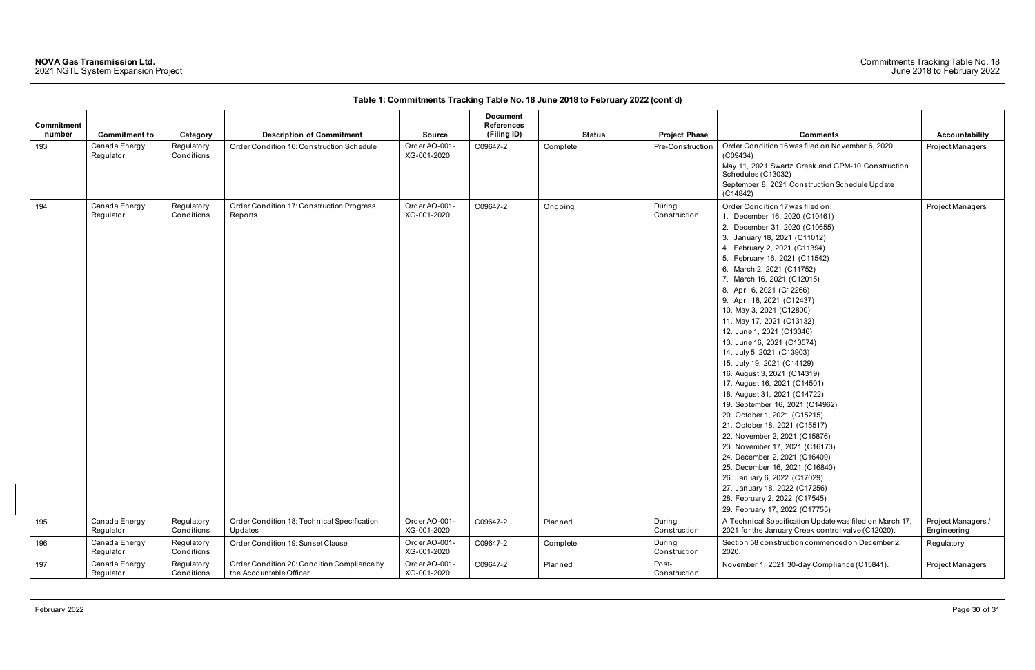**Table 1: Commitments Tracking Table No. 18 June 2018 to February 2022 (cont'd)**

| Commitment number | Commitment to | Category | Description of Commitment | Source | Document References (Filing ID) | Status | Project Phase | Comments | Accountability |
|---|---|---|---|---|---|---|---|---|---|
| 193 | Canada Energy Regulator | Regulatory Conditions | Order Condition 16: Construction Schedule | Order AO-001-XG-001-2020 | C09647-2 | Complete | Pre-Construction | Order Condition 16 was filed on November 6, 2020 (C09434)<br>May 11, 2021 Swartz Creek and GPM-10 Construction Schedules (C13032)<br>September 8, 2021 Construction Schedule Update (C14842) | Project Managers |
| 194 | Canada Energy Regulator | Regulatory Conditions | Order Condition 17: Construction Progress Reports | Order AO-001-XG-001-2020 | C09647-2 | Ongoing | During Construction | Order Condition 17 was filed on:<br>1. December 16, 2020 (C10461)<br>2. December 31, 2020 (C10655)<br>3. January 18, 2021 (C11012)<br>4. February 2, 2021 (C11394)<br>5. February 16, 2021 (C11542)<br>6. March 2, 2021 (C11752)<br>7. March 16, 2021 (C12015)<br>8. April 6, 2021 (C12266)<br>9. April 18, 2021 (C12437)<br>10. May 3, 2021 (C12800)<br>11. May 17, 2021 (C13132)<br>12. June 1, 2021 (C13346)<br>13. June 16, 2021 (C13574)<br>14. July 5, 2021 (C13903)<br>15. July 19, 2021 (C14129)<br>16. August 3, 2021 (C14319)<br>17. August 16, 2021 (C14501)<br>18. August 31, 2021 (C14722)<br>19. September 16, 2021 (C14962)<br>20. October 1, 2021 (C15215)<br>21. October 18, 2021 (C15517)<br>22. November 2, 2021 (C15876)<br>23. November 17, 2021 (C16173)<br>24. December 2, 2021 (C16409)<br>25. December 16, 2021 (C16840)<br>26. January 6, 2022 (C17029)<br>27. January 18, 2022 (C17256)<br>28. February 2, 2022 (C17545)<br>29. February 17, 2022 (C17755) | Project Managers |
| 195 | Canada Energy Regulator | Regulatory Conditions | Order Condition 18: Technical Specification Updates | Order AO-001-XG-001-2020 | C09647-2 | Planned | During Construction | A Technical Specification Update was filed on March 17, 2021 for the January Creek control valve (C12020). | Project Managers / Engineering |
| 196 | Canada Energy Regulator | Regulatory Conditions | Order Condition 19: Sunset Clause | Order AO-001-XG-001-2020 | C09647-2 | Complete | During Construction | Section 58 construction commenced on December 2, 2020. | Regulatory |
| 197 | Canada Energy Regulator | Regulatory Conditions | Order Condition 20: Condition Compliance by the Accountable Officer | Order AO-001-XG-001-2020 | C09647-2 | Planned | Post-Construction | November 1, 2021 30-day Compliance (C15841). | Project Managers |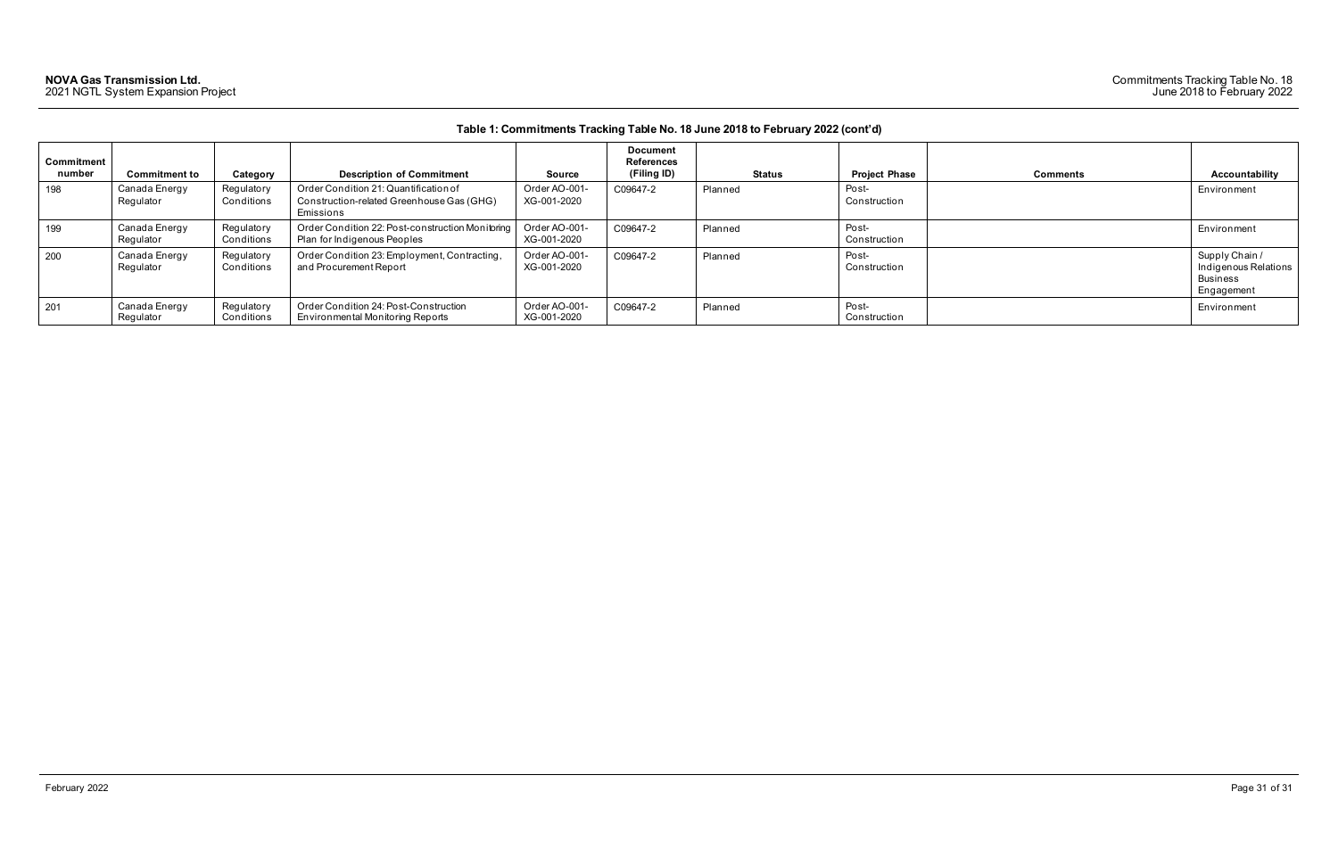**Table 1: Commitments Tracking Table No. 18 June 2018 to February 2022 (cont'd)**

| Commitment number | Commitment to | Category | Description of Commitment | Source | Document References (Filing ID) | Status | Project Phase | Comments | Accountability |
|---|---|---|---|---|---|---|---|---|---|
| 198 | Canada Energy Regulator | Regulatory Conditions | Order Condition 21: Quantification of Construction-related Greenhouse Gas (GHG) Emissions | Order AO-001-XG-001-2020 | C09647-2 | Planned | Post-Construction | | Environment |
| 199 | Canada Energy Regulator | Regulatory Conditions | Order Condition 22: Post-construction Monitoring Plan for Indigenous Peoples | Order AO-001-XG-001-2020 | C09647-2 | Planned | Post-Construction | | Environment |
| 200 | Canada Energy Regulator | Regulatory Conditions | Order Condition 23: Employment, Contracting, and Procurement Report | Order AO-001-XG-001-2020 | C09647-2 | Planned | Post-Construction | | Supply Chain / Indigenous Relations Business Engagement |
| 201 | Canada Energy Regulator | Regulatory Conditions | Order Condition 24: Post-Construction Environmental Monitoring Reports | Order AO-001-XG-001-2020 | C09647-2 | Planned | Post-Construction | | Environment |